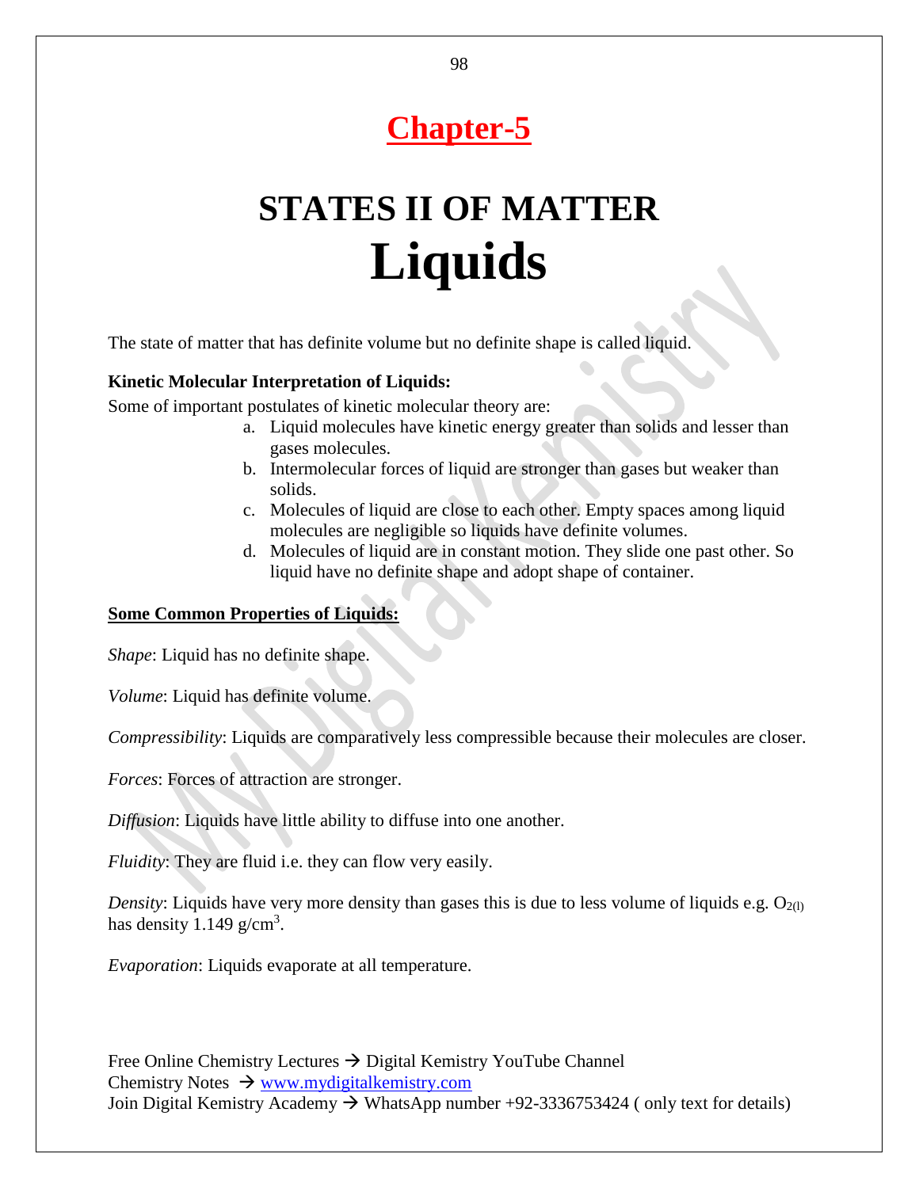# Chapter-5

# STATES II OF MATTER

# Liquids

The state of matter that has definite volume but no definite shape is called liquid.

**Kinetic Molecular Interpretation of Liquids:**

Some of important postulates of kinetic molecular theory are:

a. Liquid molecules have kinetic energy greater than solids and lesser than gases molecules.
b. Intermolecular forces of liquid are stronger than gases but weaker than solids.
c. Molecules of liquid are close to each other. Empty spaces among liquid molecules are negligible so liquids have definite volumes.
d. Molecules of liquid are in constant motion. They slide one past other. So liquid have no definite shape and adopt shape of container.

**Some Common Properties of Liquids:**

*Shape*: Liquid has no definite shape.

*Volume*: Liquid has definite volume.

*Compressibility*: Liquids are comparatively less compressible because their molecules are closer.

*Forces*: Forces of attraction are stronger.

*Diffusion*: Liquids have little ability to diffuse into one another.

*Fluidity*: They are fluid i.e. they can flow very easily.

*Density*: Liquids have very more density than gases this is due to less volume of liquids e.g. $O_{2(l)}$ has density 1.149 $g/cm^3$.

*Evaporation*: Liquids evaporate at all temperature.

Free Online Chemistry Lectures → Digital Kemistry YouTube Channel
Chemistry Notes → www.mydigitalkemistry.com
Join Digital Kemistry Academy → WhatsApp number +92-3336753424 ( only text for details)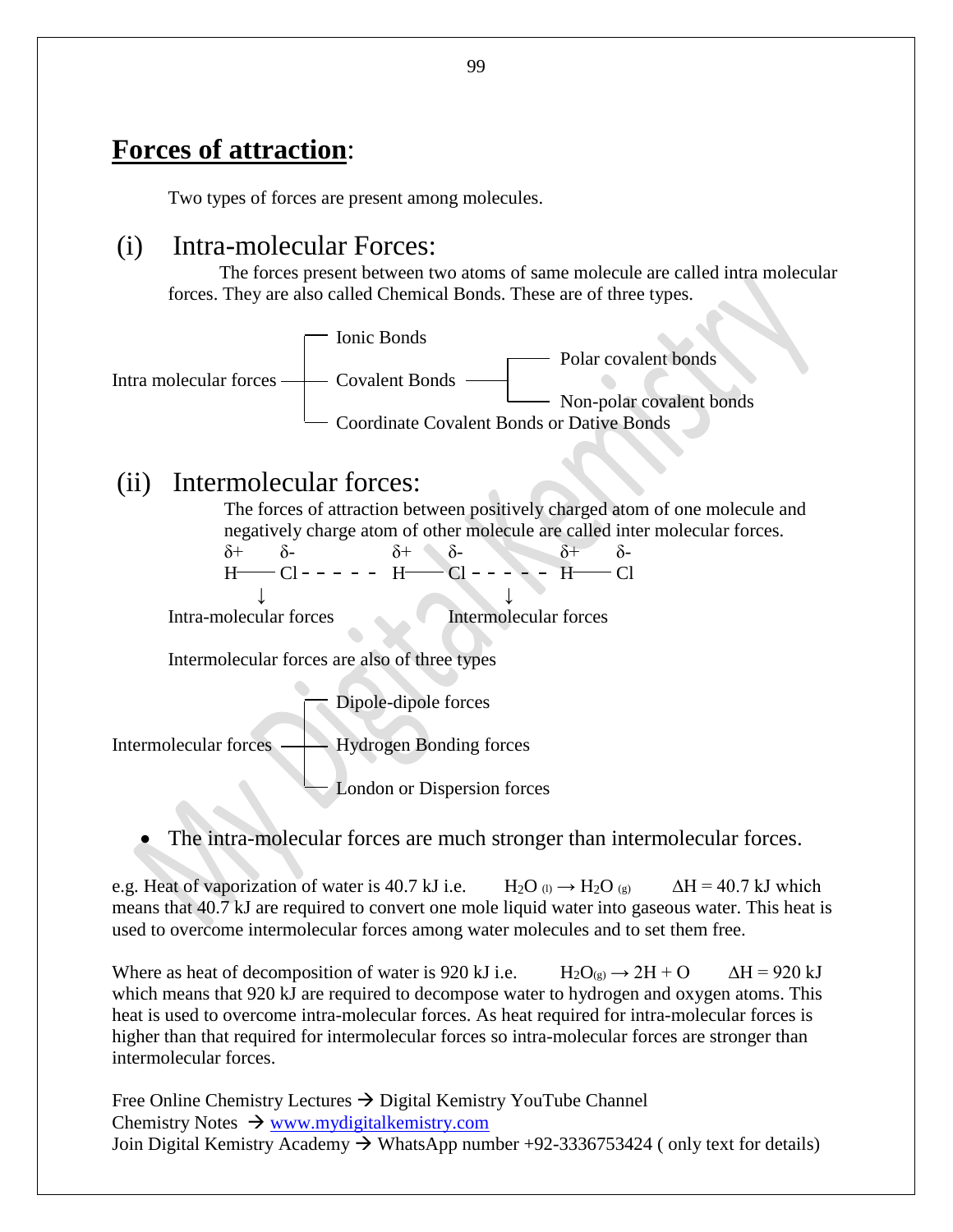# **Forces of attraction**:

Two types of forces are present among molecules.

## (i) Intra-molecular Forces:

The forces present between two atoms of same molecule are called intra molecular forces. They are also called Chemical Bonds. These are of three types.

Intra molecular forces
- Ionic Bonds
- Covalent Bonds
  - Polar covalent bonds
  - Non-polar covalent bonds
- Coordinate Covalent Bonds or Dative Bonds

## (ii) Intermolecular forces:

The forces of attraction between positively charged atom of one molecule and negatively charge atom of other molecule are called inter molecular forces.

$$\overset{\delta+}{H}—\overset{\delta-}{Cl} - - - - - \overset{\delta+}{H}—\overset{\delta-}{Cl} - - - - - \overset{\delta+}{H}—\overset{\delta-}{Cl}$$

Intra-molecular forces (H—Cl bond) ↓ Intermolecular forces (- - - - -) ↓

Intermolecular forces are also of three types

Intermolecular forces
- Dipole-dipole forces
- Hydrogen Bonding forces
- London or Dispersion forces

- The intra-molecular forces are much stronger than intermolecular forces.

e.g. Heat of vaporization of water is 40.7 kJ i.e. $H_2O_{(l)} \rightarrow H_2O_{(g)}$ $\Delta H = 40.7$ kJ which means that 40.7 kJ are required to convert one mole liquid water into gaseous water. This heat is used to overcome intermolecular forces among water molecules and to set them free.

Where as heat of decomposition of water is 920 kJ i.e. $H_2O_{(g)} \rightarrow 2H + O$ $\Delta H = 920$ kJ which means that 920 kJ are required to decompose water to hydrogen and oxygen atoms. This heat is used to overcome intra-molecular forces. As heat required for intra-molecular forces is higher than that required for intermolecular forces so intra-molecular forces are stronger than intermolecular forces.

Free Online Chemistry Lectures → Digital Kemistry YouTube Channel
Chemistry Notes → www.mydigitalkemistry.com
Join Digital Kemistry Academy → WhatsApp number +92-3336753424 ( only text for details)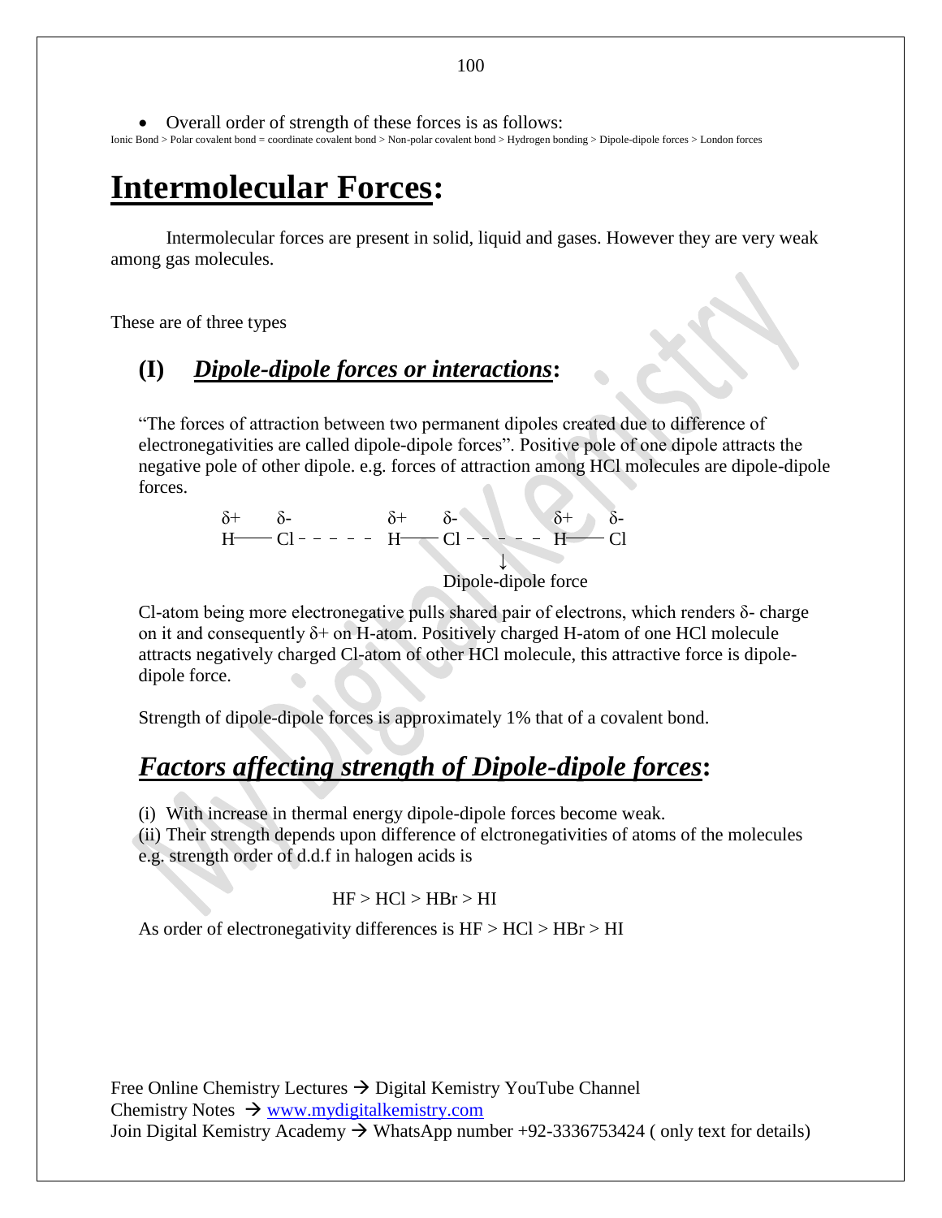- Overall order of strength of these forces is as follows:

Ionic Bond > Polar covalent bond = coordinate covalent bond > Non-polar covalent bond > Hydrogen bonding > Dipole-dipole forces > London forces

# Intermolecular Forces:

Intermolecular forces are present in solid, liquid and gases. However they are very weak among gas molecules.

These are of three types

## (I) ***Dipole-dipole forces or interactions***:

"The forces of attraction between two permanent dipoles created due to difference of electronegativities are called dipole-dipole forces". Positive pole of one dipole attracts the negative pole of other dipole. e.g. forces of attraction among HCl molecules are dipole-dipole forces.

$$\overset{\delta+}{H}-\overset{\delta-}{Cl}\;-\,-\,-\,-\;\overset{\delta+}{H}-\overset{\delta-}{Cl}\;-\,-\,-\,-\;\overset{\delta+}{H}-\overset{\delta-}{Cl}$$

↓ Dipole-dipole force

Cl-atom being more electronegative pulls shared pair of electrons, which renders δ- charge on it and consequently δ+ on H-atom. Positively charged H-atom of one HCl molecule attracts negatively charged Cl-atom of other HCl molecule, this attractive force is dipole-dipole force.

Strength of dipole-dipole forces is approximately 1% that of a covalent bond.

## ***Factors affecting strength of Dipole-dipole forces***:

(i) With increase in thermal energy dipole-dipole forces become weak.
(ii) Their strength depends upon difference of elctronegativities of atoms of the molecules e.g. strength order of d.d.f in halogen acids is

$$HF > HCl > HBr > HI$$

As order of electronegativity differences is HF > HCl > HBr > HI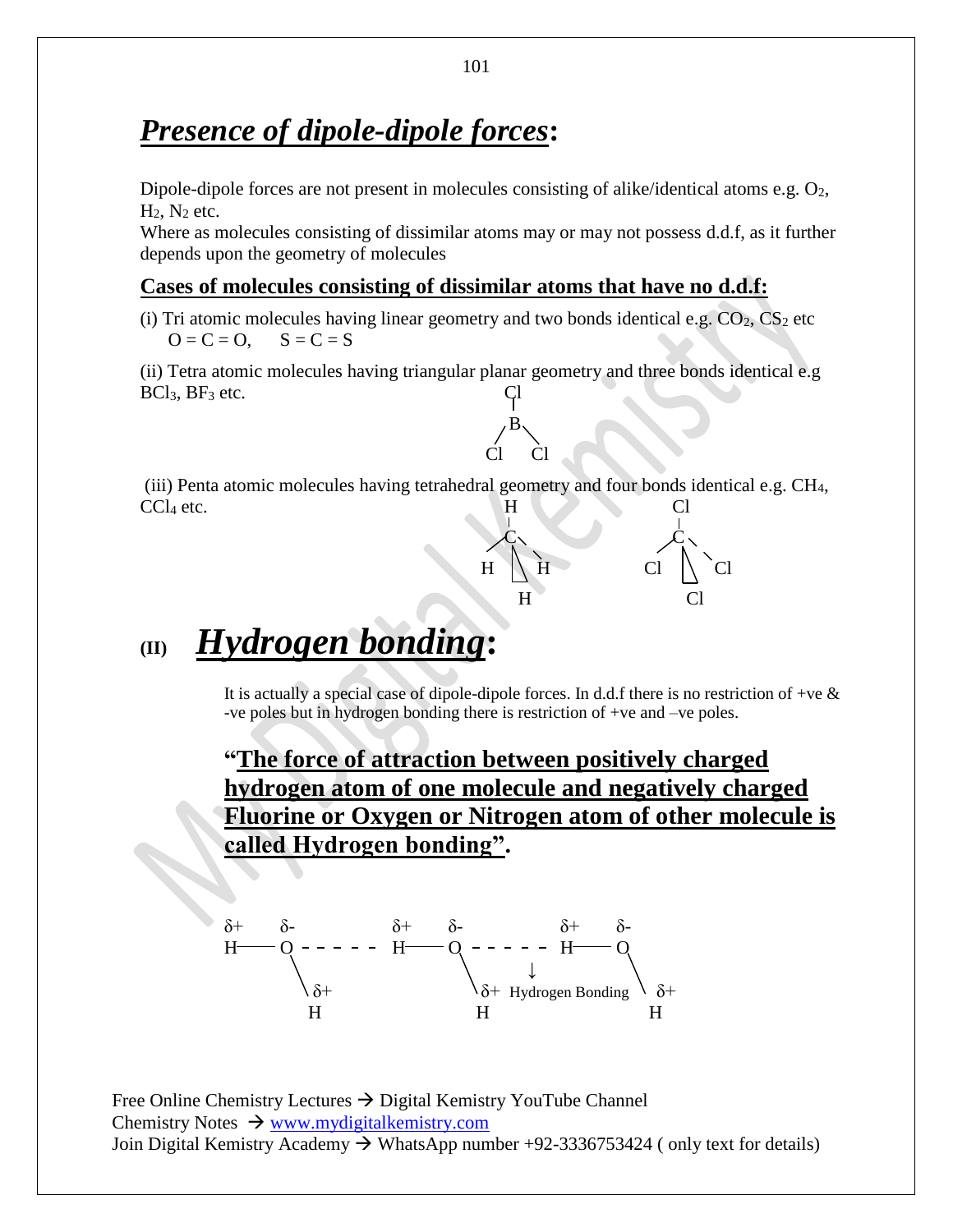## ***Presence of dipole-dipole forces*:**

Dipole-dipole forces are not present in molecules consisting of alike/identical atoms e.g. $O_2$, $H_2$, $N_2$ etc.
Where as molecules consisting of dissimilar atoms may or may not possess d.d.f, as it further depends upon the geometry of molecules

**Cases of molecules consisting of dissimilar atoms that have no d.d.f:**

(i) Tri atomic molecules having linear geometry and two bonds identical e.g. $CO_2$, $CS_2$ etc
$O = C = O$, $S = C = S$

(ii) Tetra atomic molecules having triangular planar geometry and three bonds identical e.g $BCl_3$, $BF_3$ etc.

```
     Cl
     |
     B
    / \
  Cl   Cl
```

(iii) Penta atomic molecules having tetrahedral geometry and four bonds identical e.g. $CH_4$, $CCl_4$ etc.

```
      H              Cl
      |              |
      C             C
    /  | \         / | \
   H   |  H      Cl  |  Cl
       H             Cl
```

## (II) ***Hydrogen bonding*:**

It is actually a special case of dipole-dipole forces. In d.d.f there is no restriction of +ve & -ve poles but in hydrogen bonding there is restriction of +ve and –ve poles.

**"The force of attraction between positively charged hydrogen atom of one molecule and negatively charged Fluorine or Oxygen or Nitrogen atom of other molecule is called Hydrogen bonding".**

```
δ+    δ-          δ+    δ-          δ+    δ-
H ——— O - - - - - H ——— O - - - - - H ——— O
       \                 \      ↓           \
        δ+                δ+  Hydrogen Bonding δ+
        H                 H                  H
```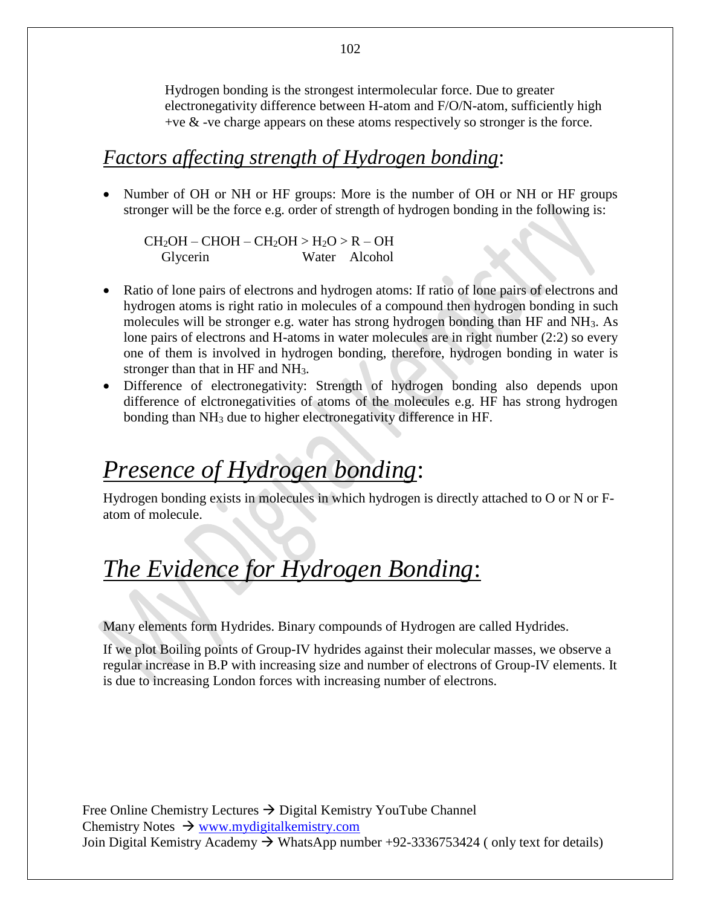Hydrogen bonding is the strongest intermolecular force. Due to greater electronegativity difference between H-atom and F/O/N-atom, sufficiently high +ve & -ve charge appears on these atoms respectively so stronger is the force.

## *Factors affecting strength of Hydrogen bonding*:

- Number of OH or NH or HF groups: More is the number of OH or NH or HF groups stronger will be the force e.g. order of strength of hydrogen bonding in the following is:

  $CH_2OH – CHOH – CH_2OH > H_2O > R – OH$
  Glycerin Water Alcohol

- Ratio of lone pairs of electrons and hydrogen atoms: If ratio of lone pairs of electrons and hydrogen atoms is right ratio in molecules of a compound then hydrogen bonding in such molecules will be stronger e.g. water has strong hydrogen bonding than HF and $NH_3$. As lone pairs of electrons and H-atoms in water molecules are in right number (2:2) so every one of them is involved in hydrogen bonding, therefore, hydrogen bonding in water is stronger than that in HF and $NH_3$.
- Difference of electronegativity: Strength of hydrogen bonding also depends upon difference of elctronegativities of atoms of the molecules e.g. HF has strong hydrogen bonding than $NH_3$ due to higher electronegativity difference in HF.

# *Presence of Hydrogen bonding*:

Hydrogen bonding exists in molecules in which hydrogen is directly attached to O or N or F-atom of molecule.

# *The Evidence for Hydrogen Bonding*:

Many elements form Hydrides. Binary compounds of Hydrogen are called Hydrides.

If we plot Boiling points of Group-IV hydrides against their molecular masses, we observe a regular increase in B.P with increasing size and number of electrons of Group-IV elements. It is due to increasing London forces with increasing number of electrons.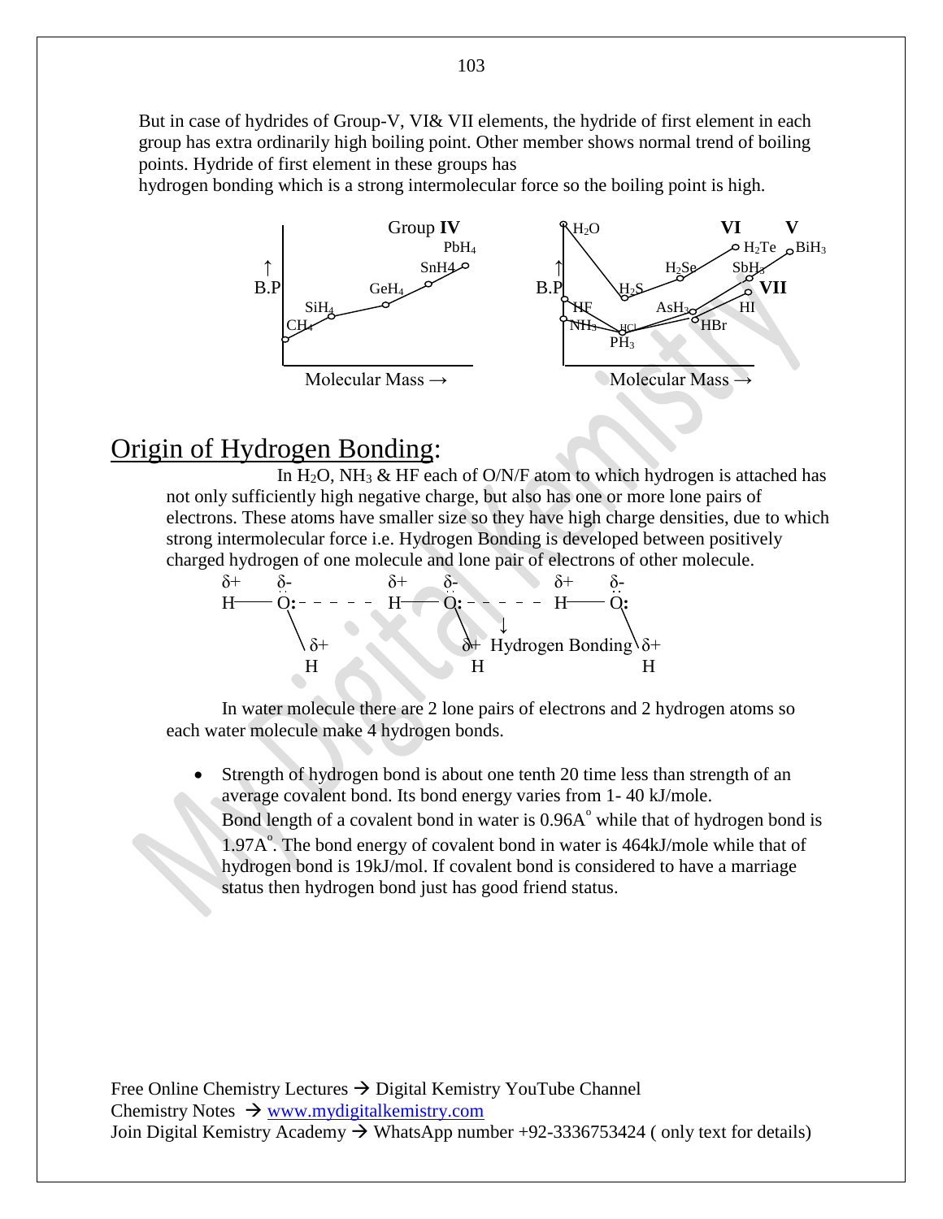But in case of hydrides of Group-V, VI& VII elements, the hydride of first element in each group has extra ordinarily high boiling point. Other member shows normal trend of boiling points. Hydride of first element in these groups has
hydrogen bonding which is a strong intermolecular force so the boiling point is high.

## Origin of Hydrogen Bonding:

In $H_2O$, $NH_3$ & HF each of O/N/F atom to which hydrogen is attached has not only sufficiently high negative charge, but also has one or more lone pairs of electrons. These atoms have smaller size so they have high charge densities, due to which strong intermolecular force i.e. Hydrogen Bonding is developed between positively charged hydrogen of one molecule and lone pair of electrons of other molecule.

In water molecule there are 2 lone pairs of electrons and 2 hydrogen atoms so each water molecule make 4 hydrogen bonds.

- Strength of hydrogen bond is about one tenth 20 time less than strength of an average covalent bond. Its bond energy varies from 1- 40 kJ/mole.
  Bond length of a covalent bond in water is 0.96A° while that of hydrogen bond is 1.97A°. The bond energy of covalent bond in water is 464kJ/mole while that of hydrogen bond is 19kJ/mol. If covalent bond is considered to have a marriage status then hydrogen bond just has good friend status.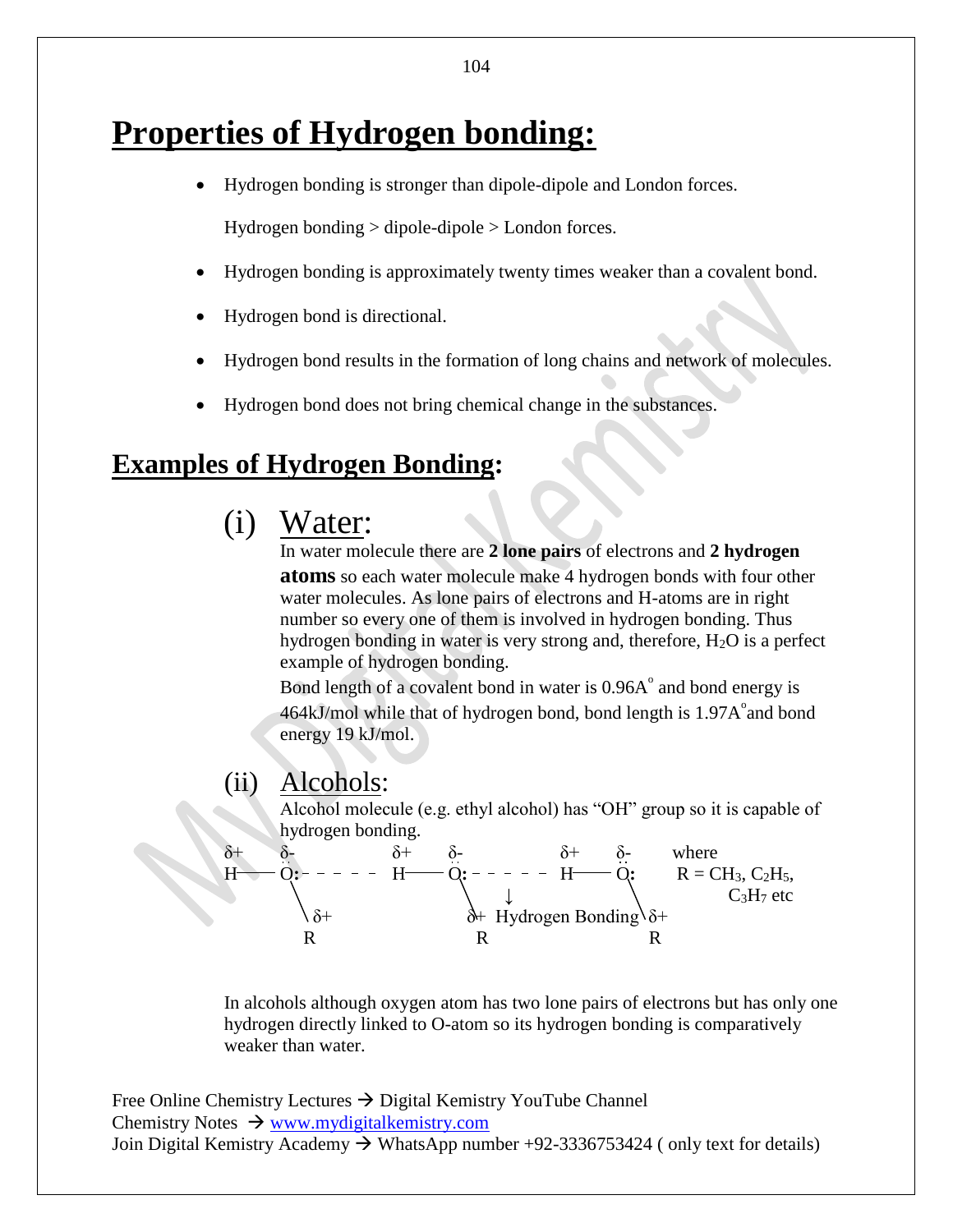# Properties of Hydrogen bonding:

- Hydrogen bonding is stronger than dipole-dipole and London forces.

  Hydrogen bonding > dipole-dipole > London forces.

- Hydrogen bonding is approximately twenty times weaker than a covalent bond.
- Hydrogen bond is directional.
- Hydrogen bond results in the formation of long chains and network of molecules.
- Hydrogen bond does not bring chemical change in the substances.

## Examples of Hydrogen Bonding:

### (i) Water:

In water molecule there are **2 lone pairs** of electrons and **2 hydrogen atoms** so each water molecule make 4 hydrogen bonds with four other water molecules. As lone pairs of electrons and H-atoms are in right number so every one of them is involved in hydrogen bonding. Thus hydrogen bonding in water is very strong and, therefore, $H_2O$ is a perfect example of hydrogen bonding.

Bond length of a covalent bond in water is 0.96A° and bond energy is 464kJ/mol while that of hydrogen bond, bond length is 1.97A°and bond energy 19 kJ/mol.

### (ii) Alcohols:

Alcohol molecule (e.g. ethyl alcohol) has "OH" group so it is capable of hydrogen bonding.

```
δ+   δ-          δ+   δ-            δ+   δ-       where
H —— O: - - - - - H —— O: - - - - - - H —— O:      R = CH3, C2H5,
      \                 \   ↓              \           C3H7 etc
       \ δ+              δ+ Hydrogen Bonding \ δ+
        R                 R                   R
```

where $R = CH_3, C_2H_5, C_3H_7$ etc

In alcohols although oxygen atom has two lone pairs of electrons but has only one hydrogen directly linked to O-atom so its hydrogen bonding is comparatively weaker than water.

Free Online Chemistry Lectures → Digital Kemistry YouTube Channel
Chemistry Notes → www.mydigitalkemistry.com
Join Digital Kemistry Academy → WhatsApp number +92-3336753424 ( only text for details)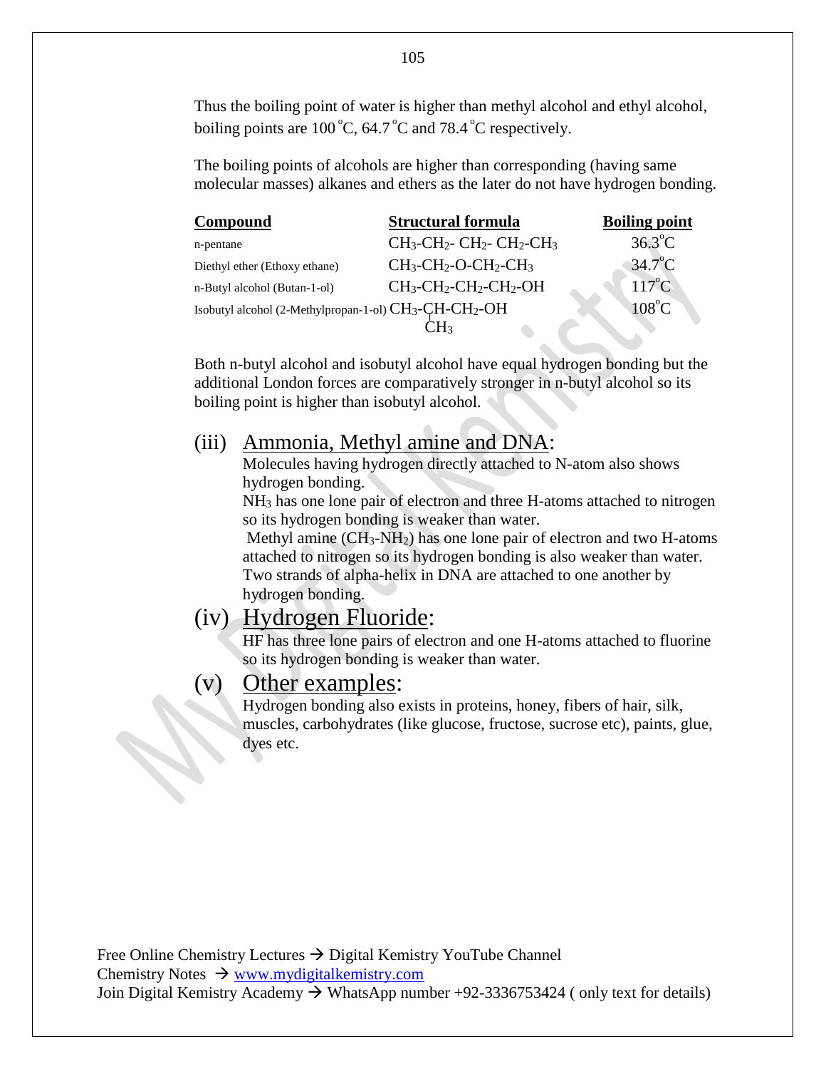Thus the boiling point of water is higher than methyl alcohol and ethyl alcohol, boiling points are 100 °C, 64.7 °C and 78.4 °C respectively.

The boiling points of alcohols are higher than corresponding (having same molecular masses) alkanes and ethers as the later do not have hydrogen bonding.

| **Compound** | **Structural formula** | **Boiling point** |
|---|---|---|
| n-pentane | $CH_3$-$CH_2$- $CH_2$- $CH_2$-$CH_3$ | 36.3°C |
| Diethyl ether (Ethoxy ethane) | $CH_3$-$CH_2$-O-$CH_2$-$CH_3$ | 34.7°C |
| n-Butyl alcohol (Butan-1-ol) | $CH_3$-$CH_2$-$CH_2$-$CH_2$-OH | 117°C |
| Isobutyl alcohol (2-Methylpropan-1-ol) | $CH_3$-CH($CH_3$)-$CH_2$-OH | 108°C |

Both n-butyl alcohol and isobutyl alcohol have equal hydrogen bonding but the additional London forces are comparatively stronger in n-butyl alcohol so its boiling point is higher than isobutyl alcohol.

## (iii) Ammonia, Methyl amine and DNA:

Molecules having hydrogen directly attached to N-atom also shows hydrogen bonding.

$NH_3$ has one lone pair of electron and three H-atoms attached to nitrogen so its hydrogen bonding is weaker than water.

Methyl amine ($CH_3$-$NH_2$) has one lone pair of electron and two H-atoms attached to nitrogen so its hydrogen bonding is also weaker than water.

Two strands of alpha-helix in DNA are attached to one another by hydrogen bonding.

## (iv) Hydrogen Fluoride:

HF has three lone pairs of electron and one H-atoms attached to fluorine so its hydrogen bonding is weaker than water.

## (v) Other examples:

Hydrogen bonding also exists in proteins, honey, fibers of hair, silk, muscles, carbohydrates (like glucose, fructose, sucrose etc), paints, glue, dyes etc.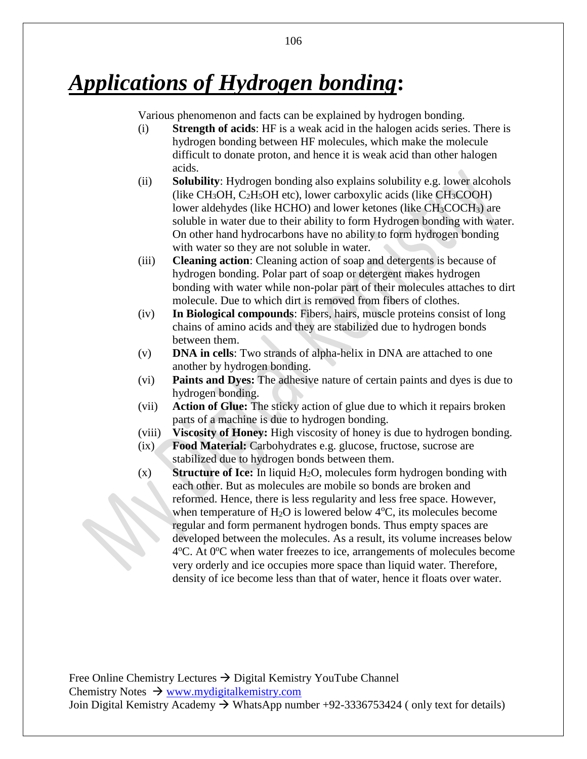# ***Applications of Hydrogen bonding*:**

Various phenomenon and facts can be explained by hydrogen bonding.

(i) **Strength of acids**: HF is a weak acid in the halogen acids series. There is hydrogen bonding between HF molecules, which make the molecule difficult to donate proton, and hence it is weak acid than other halogen acids.

(ii) **Solubility**: Hydrogen bonding also explains solubility e.g. lower alcohols (like $CH_3OH$, $C_2H_5OH$ etc), lower carboxylic acids (like $CH_3COOH$) lower aldehydes (like HCHO) and lower ketones (like $CH_3COCH_3$) are soluble in water due to their ability to form Hydrogen bonding with water. On other hand hydrocarbons have no ability to form hydrogen bonding with water so they are not soluble in water.

(iii) **Cleaning action**: Cleaning action of soap and detergents is because of hydrogen bonding. Polar part of soap or detergent makes hydrogen bonding with water while non-polar part of their molecules attaches to dirt molecule. Due to which dirt is removed from fibers of clothes.

(iv) **In Biological compounds**: Fibers, hairs, muscle proteins consist of long chains of amino acids and they are stabilized due to hydrogen bonds between them.

(v) **DNA in cells**: Two strands of alpha-helix in DNA are attached to one another by hydrogen bonding.

(vi) **Paints and Dyes:** The adhesive nature of certain paints and dyes is due to hydrogen bonding.

(vii) **Action of Glue:** The sticky action of glue due to which it repairs broken parts of a machine is due to hydrogen bonding.

(viii) **Viscosity of Honey:** High viscosity of honey is due to hydrogen bonding.

(ix) **Food Material:** Carbohydrates e.g. glucose, fructose, sucrose are stabilized due to hydrogen bonds between them.

(x) **Structure of Ice:** In liquid $H_2O$, molecules form hydrogen bonding with each other. But as molecules are mobile so bonds are broken and reformed. Hence, there is less regularity and less free space. However, when temperature of $H_2O$ is lowered below $4^oC$, its molecules become regular and form permanent hydrogen bonds. Thus empty spaces are developed between the molecules. As a result, its volume increases below $4^oC$. At $0^oC$ when water freezes to ice, arrangements of molecules become very orderly and ice occupies more space than liquid water. Therefore, density of ice become less than that of water, hence it floats over water.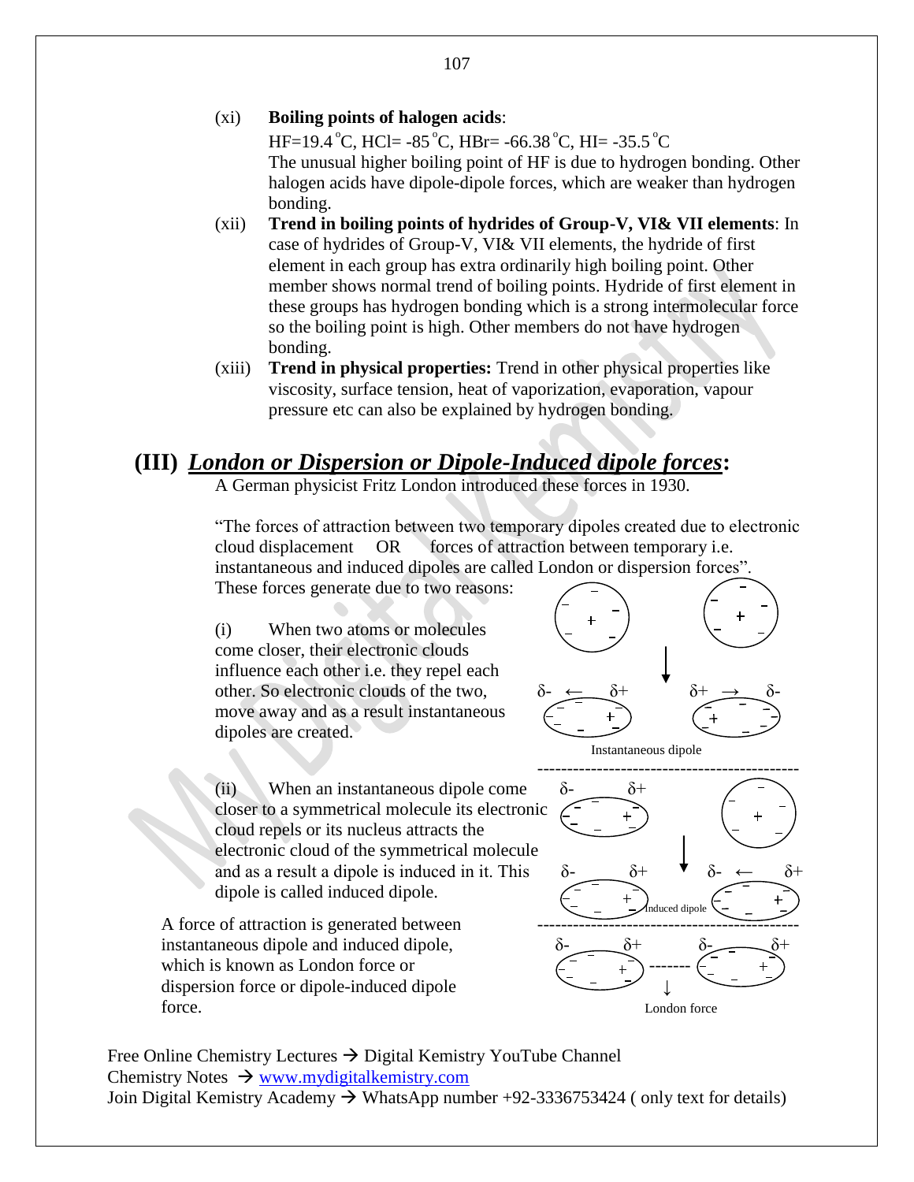(xi) **Boiling points of halogen acids**:
HF=19.4 °C, HCl= -85 °C, HBr= -66.38 °C, HI= -35.5 °C
The unusual higher boiling point of HF is due to hydrogen bonding. Other halogen acids have dipole-dipole forces, which are weaker than hydrogen bonding.

(xii) **Trend in boiling points of hydrides of Group-V, VI& VII elements**: In case of hydrides of Group-V, VI& VII elements, the hydride of first element in each group has extra ordinarily high boiling point. Other member shows normal trend of boiling points. Hydride of first element in these groups has hydrogen bonding which is a strong intermolecular force so the boiling point is high. Other members do not have hydrogen bonding.

(xiii) **Trend in physical properties:** Trend in other physical properties like viscosity, surface tension, heat of vaporization, evaporation, vapour pressure etc can also be explained by hydrogen bonding.

## (III) *London or Dispersion or Dipole-Induced dipole forces*:

A German physicist Fritz London introduced these forces in 1930.

"The forces of attraction between two temporary dipoles created due to electronic cloud displacement OR forces of attraction between temporary i.e. instantaneous and induced dipoles are called London or dispersion forces".

These forces generate due to two reasons:

(i) When two atoms or molecules come closer, their electronic clouds influence each other i.e. they repel each other. So electronic clouds of the two, move away and as a result instantaneous dipoles are created.

Instantaneous dipole

(ii) When an instantaneous dipole come closer to a symmetrical molecule its electronic cloud repels or its nucleus attracts the electronic cloud of the symmetrical molecule and as a result a dipole is induced in it. This dipole is called induced dipole.

Induced dipole

A force of attraction is generated between instantaneous dipole and induced dipole, which is known as London force or dispersion force or dipole-induced dipole force.

London force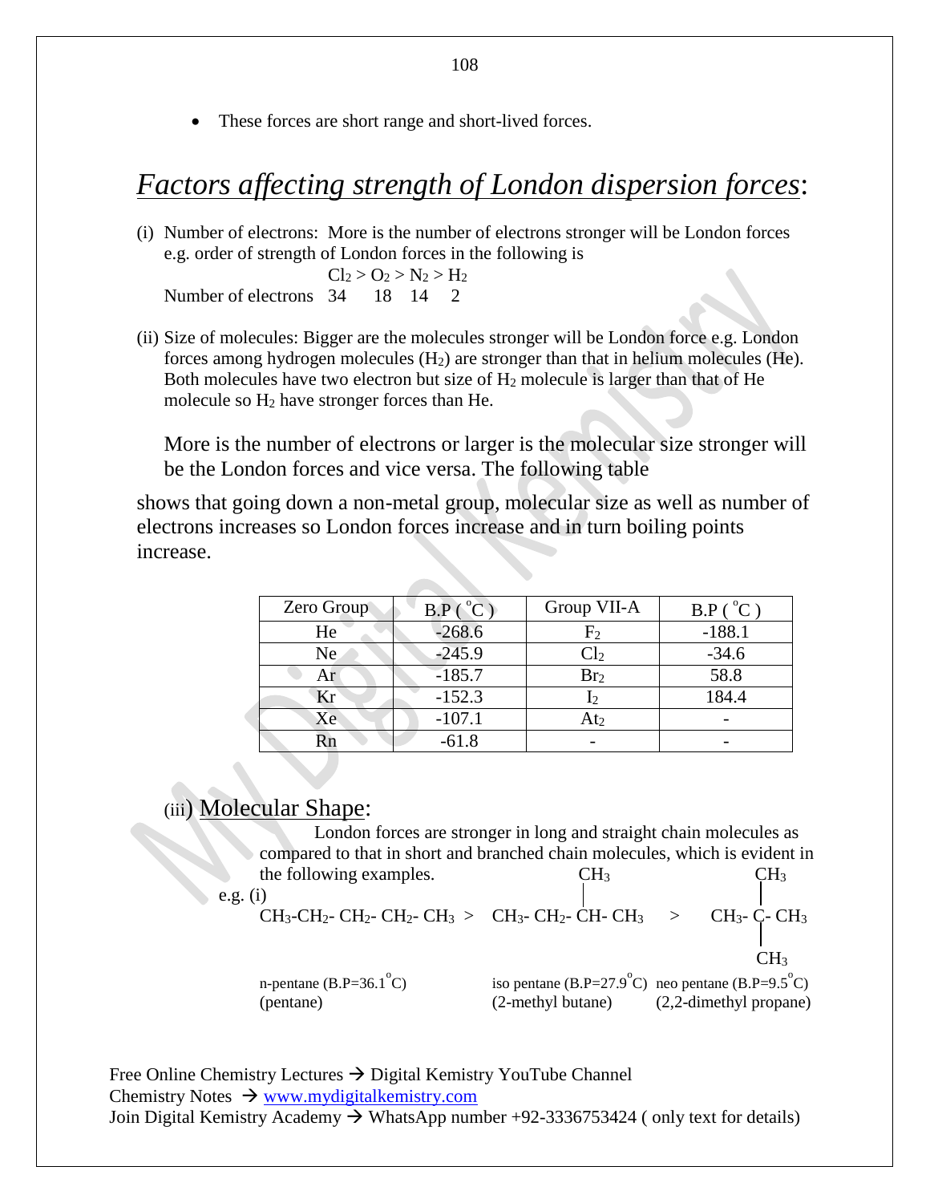- These forces are short range and short-lived forces.

## *Factors affecting strength of London dispersion forces*:

(i) Number of electrons: More is the number of electrons stronger will be London forces e.g. order of strength of London forces in the following is

$$Cl_2 > O_2 > N_2 > H_2$$

Number of electrons 34 18 14 2

(ii) Size of molecules: Bigger are the molecules stronger will be London force e.g. London forces among hydrogen molecules ($H_2$) are stronger than that in helium molecules (He). Both molecules have two electron but size of $H_2$ molecule is larger than that of He molecule so $H_2$ have stronger forces than He.

More is the number of electrons or larger is the molecular size stronger will be the London forces and vice versa. The following table shows that going down a non-metal group, molecular size as well as number of electrons increases so London forces increase and in turn boiling points increase.

| Zero Group | B.P ( °C ) | Group VII-A | B.P ( °C ) |
|---|---|---|---|
| He | -268.6 | $F_2$ | -188.1 |
| Ne | -245.9 | $Cl_2$ | -34.6 |
| Ar | -185.7 | $Br_2$ | 58.8 |
| Kr | -152.3 | $I_2$ | 184.4 |
| Xe | -107.1 | $At_2$ | - |
| Rn | -61.8 | - | - |

(iii) Molecular Shape:

London forces are stronger in long and straight chain molecules as compared to that in short and branched chain molecules, which is evident in the following examples.

e.g. (i)

$CH_3$-$CH_2$- $CH_2$- $CH_2$- $CH_3$ > $CH_3$- $CH_2$- $CH(CH_3)$- $CH_3$ > $CH_3$- $C(CH_3)_2$- $CH_3$

n-pentane (B.P=36.1°C) (pentane) | iso pentane (B.P=27.9°C) (2-methyl butane) | neo pentane (B.P=9.5°C) (2,2-dimethyl propane)

Free Online Chemistry Lectures → Digital Kemistry YouTube Channel
Chemistry Notes → www.mydigitalkemistry.com
Join Digital Kemistry Academy → WhatsApp number +92-3336753424 ( only text for details)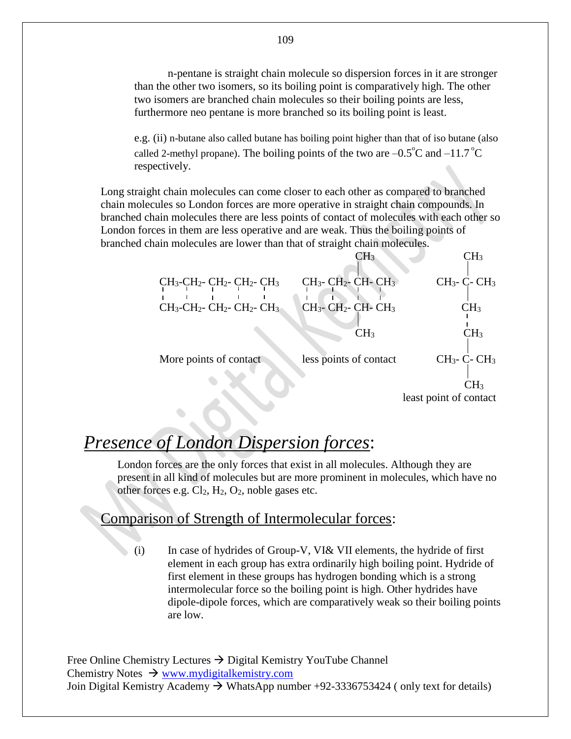n-pentane is straight chain molecule so dispersion forces in it are stronger than the other two isomers, so its boiling point is comparatively high. The other two isomers are branched chain molecules so their boiling points are less, furthermore neo pentane is more branched so its boiling point is least.

e.g. (ii) n-butane also called butane has boiling point higher than that of iso butane (also called 2-methyl propane). The boiling points of the two are $-0.5^\circ C$ and $-11.7^\circ C$ respectively.

Long straight chain molecules can come closer to each other as compared to branched chain molecules so London forces are more operative in straight chain compounds. In branched chain molecules there are less points of contact of molecules with each other so London forces in them are less operative and are weak. Thus the boiling points of branched chain molecules are lower than that of straight chain molecules.

```
CH3-CH2- CH2- CH2- CH3        CH3- CH2- CH- CH3           CH3- C- CH3
 '    '    '    '    '         '    '    '    '                  |
CH3-CH2- CH2- CH2- CH3        CH3- CH2- CH- CH3                CH3
                                         |                      '
                                        CH3                    CH3
                                                                |
More points of contact        less points of contact      CH3- C- CH3
                                                                |
                                                               CH3
                                                      least point of contact
```

(In the second structure, CH3 is attached above the CH of the upper chain; in the third structure, CH3 is attached above the upper C.)

# *Presence of London Dispersion forces*:

London forces are the only forces that exist in all molecules. Although they are present in all kind of molecules but are more prominent in molecules, which have no other forces e.g. $Cl_2$, $H_2$, $O_2$, noble gases etc.

## Comparison of Strength of Intermolecular forces:

(i) In case of hydrides of Group-V, VI& VII elements, the hydride of first element in each group has extra ordinarily high boiling point. Hydride of first element in these groups has hydrogen bonding which is a strong intermolecular force so the boiling point is high. Other hydrides have dipole-dipole forces, which are comparatively weak so their boiling points are low.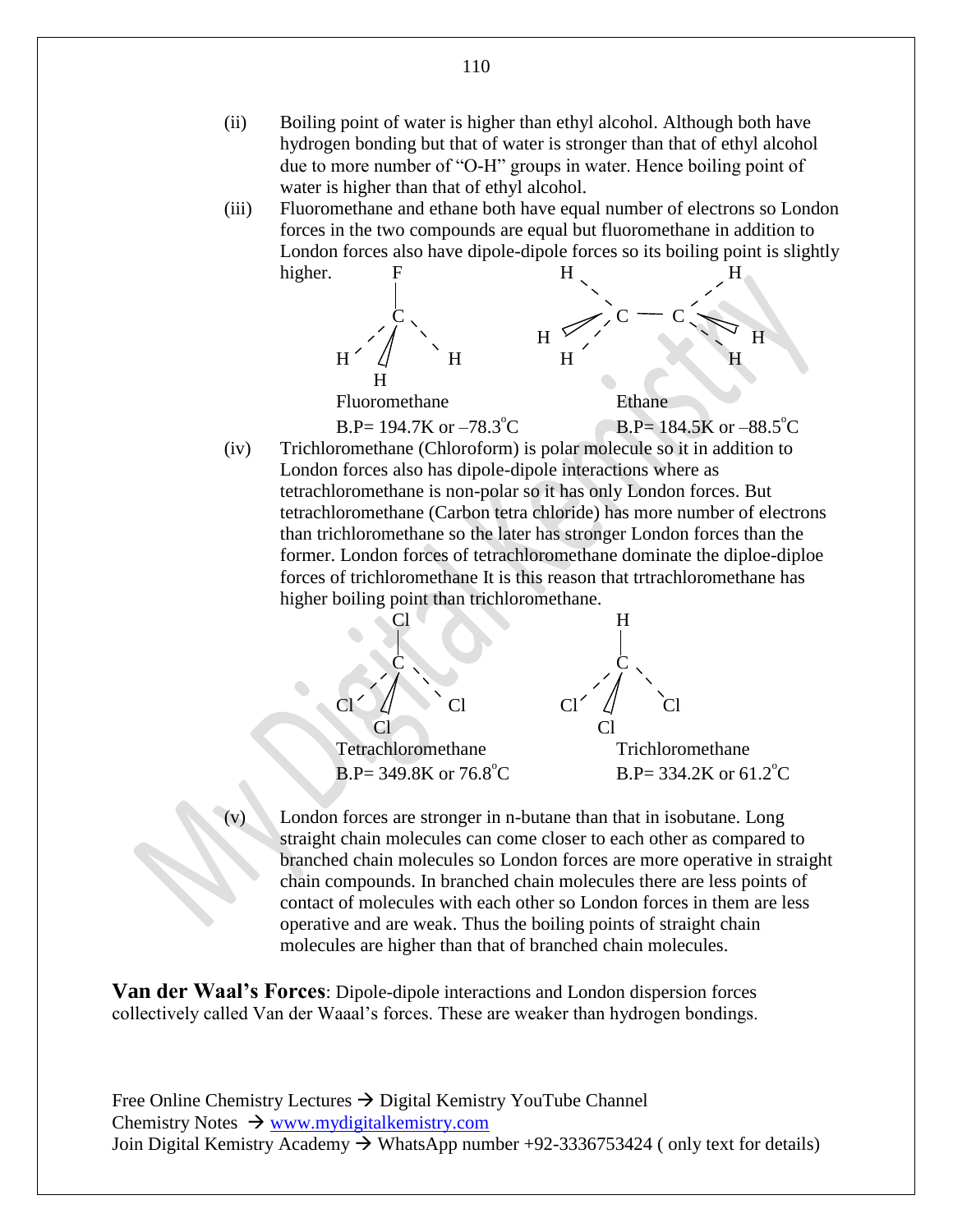(ii) Boiling point of water is higher than ethyl alcohol. Although both have hydrogen bonding but that of water is stronger than that of ethyl alcohol due to more number of "O-H" groups in water. Hence boiling point of water is higher than that of ethyl alcohol.

(iii) Fluoromethane and ethane both have equal number of electrons so London forces in the two compounds are equal but fluoromethane in addition to London forces also have dipole-dipole forces so its boiling point is slightly higher.

Fluoromethane
B.P= 194.7K or $-78.3^{\circ}C$

Ethane
B.P= 184.5K or $-88.5^{\circ}C$

(iv) Trichloromethane (Chloroform) is polar molecule so it in addition to London forces also has dipole-dipole interactions where as tetrachloromethane is non-polar so it has only London forces. But tetrachloromethane (Carbon tetra chloride) has more number of electrons than trichloromethane so the later has stronger London forces than the former. London forces of tetrachloromethane dominate the diploe-diploe forces of trichloromethane It is this reason that trtrachloromethane has higher boiling point than trichloromethane.

Tetrachloromethane
B.P= 349.8K or $76.8^{\circ}C$

Trichloromethane
B.P= 334.2K or $61.2^{\circ}C$

(v) London forces are stronger in n-butane than that in isobutane. Long straight chain molecules can come closer to each other as compared to branched chain molecules so London forces are more operative in straight chain compounds. In branched chain molecules there are less points of contact of molecules with each other so London forces in them are less operative and are weak. Thus the boiling points of straight chain molecules are higher than that of branched chain molecules.

**Van der Waal's Forces**: Dipole-dipole interactions and London dispersion forces collectively called Van der Waal's forces. These are weaker than hydrogen bondings.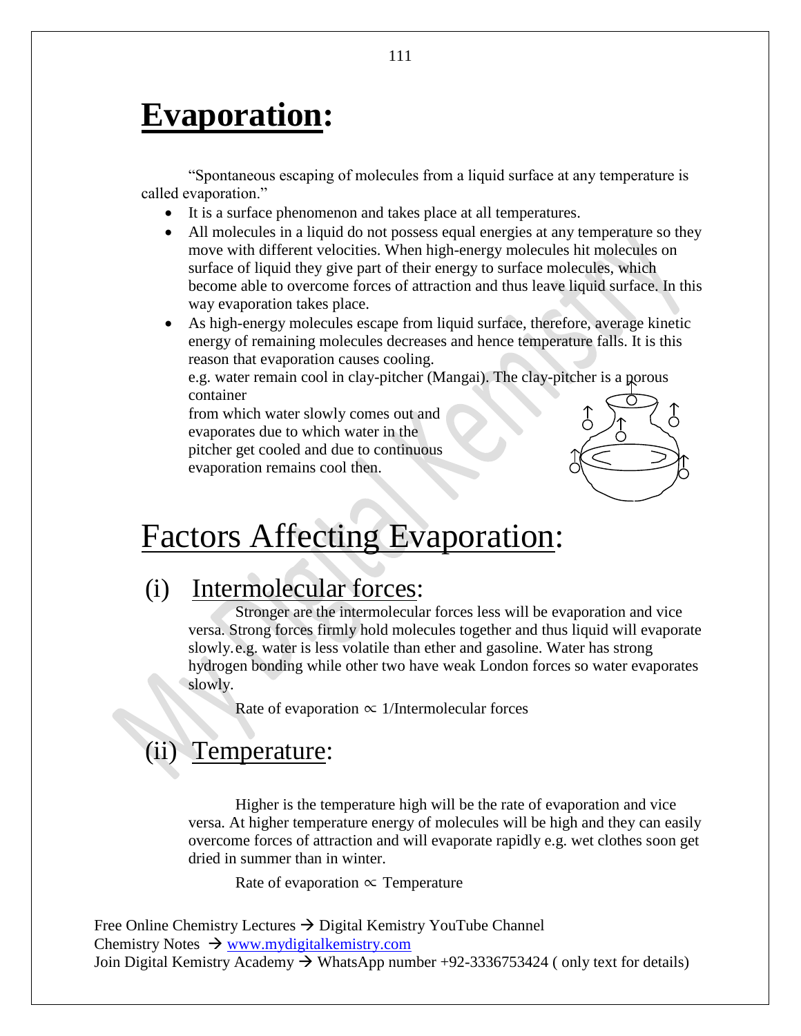# Evaporation:

"Spontaneous escaping of molecules from a liquid surface at any temperature is called evaporation."

- It is a surface phenomenon and takes place at all temperatures.
- All molecules in a liquid do not possess equal energies at any temperature so they move with different velocities. When high-energy molecules hit molecules on surface of liquid they give part of their energy to surface molecules, which become able to overcome forces of attraction and thus leave liquid surface. In this way evaporation takes place.
- As high-energy molecules escape from liquid surface, therefore, average kinetic energy of remaining molecules decreases and hence temperature falls. It is this reason that evaporation causes cooling.

  e.g. water remain cool in clay-pitcher (Mangai). The clay-pitcher is a porous container from which water slowly comes out and evaporates due to which water in the pitcher get cooled and due to continuous evaporation remains cool then.

# Factors Affecting Evaporation:

## (i) Intermolecular forces:

Stronger are the intermolecular forces less will be evaporation and vice versa. Strong forces firmly hold molecules together and thus liquid will evaporate slowly. e.g. water is less volatile than ether and gasoline. Water has strong hydrogen bonding while other two have weak London forces so water evaporates slowly.

Rate of evaporation $\propto$ 1/Intermolecular forces

## (ii) Temperature:

Higher is the temperature high will be the rate of evaporation and vice versa. At higher temperature energy of molecules will be high and they can easily overcome forces of attraction and will evaporate rapidly e.g. wet clothes soon get dried in summer than in winter.

Rate of evaporation $\propto$ Temperature

Free Online Chemistry Lectures → Digital Kemistry YouTube Channel
Chemistry Notes → www.mydigitalkemistry.com
Join Digital Kemistry Academy → WhatsApp number +92-3336753424 ( only text for details)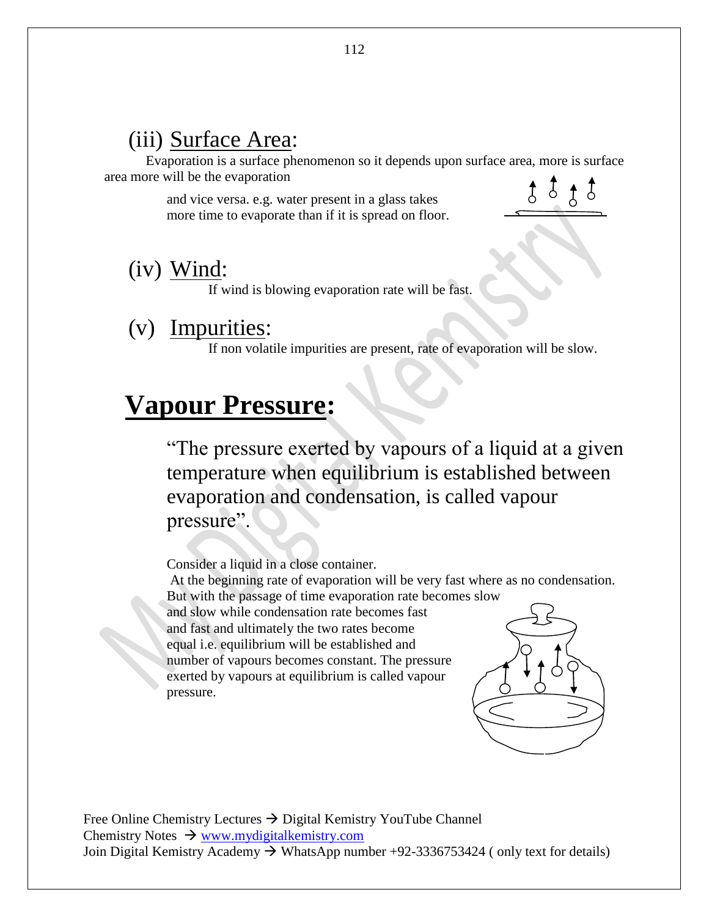### (iii) Surface Area:

Evaporation is a surface phenomenon so it depends upon surface area, more is surface area more will be the evaporation

and vice versa. e.g. water present in a glass takes more time to evaporate than if it is spread on floor.

### (iv) Wind:

If wind is blowing evaporation rate will be fast.

### (v) Impurities:

If non volatile impurities are present, rate of evaporation will be slow.

## Vapour Pressure:

"The pressure exerted by vapours of a liquid at a given temperature when equilibrium is established between evaporation and condensation, is called vapour pressure".

Consider a liquid in a close container.

At the beginning rate of evaporation will be very fast where as no condensation. But with the passage of time evaporation rate becomes slow and slow while condensation rate becomes fast and fast and ultimately the two rates become equal i.e. equilibrium will be established and number of vapours becomes constant. The pressure exerted by vapours at equilibrium is called vapour pressure.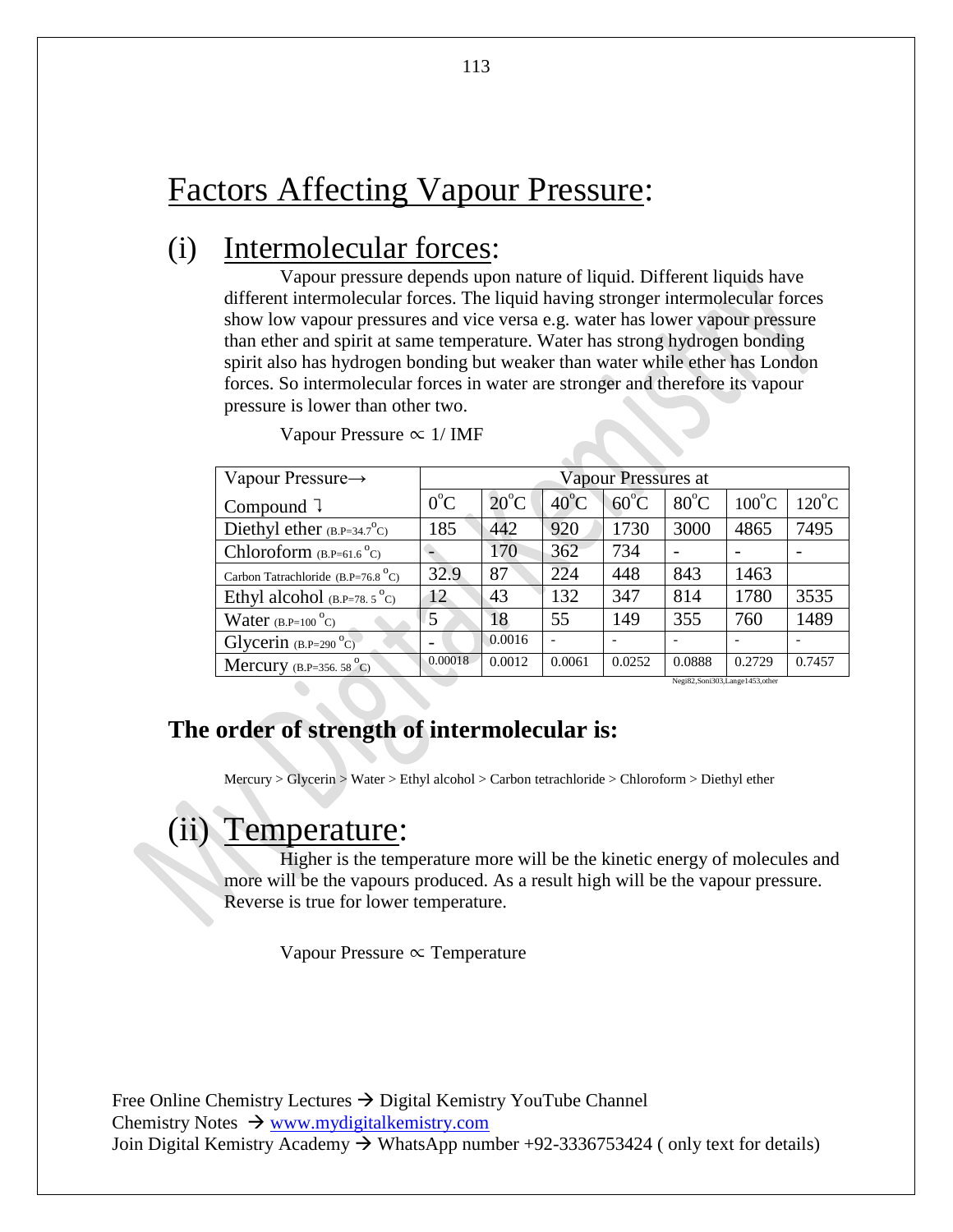# Factors Affecting Vapour Pressure:

## (i) Intermolecular forces:

Vapour pressure depends upon nature of liquid. Different liquids have different intermolecular forces. The liquid having stronger intermolecular forces show low vapour pressures and vice versa e.g. water has lower vapour pressure than ether and spirit at same temperature. Water has strong hydrogen bonding spirit also has hydrogen bonding but weaker than water while ether has London forces. So intermolecular forces in water are stronger and therefore its vapour pressure is lower than other two.

Vapour Pressure $\propto$ 1/ IMF

| Vapour Pressure→ | Vapour Pressures at | | | | | | |
|---|---|---|---|---|---|---|---|
| Compound ↓ | 0°C | 20°C | 40°C | 60°C | 80°C | 100°C | 120°C |
| Diethyl ether (B.P=34.7°C) | 185 | 442 | 920 | 1730 | 3000 | 4865 | 7495 |
| Chloroform (B.P=61.6 °C) | - | 170 | 362 | 734 | - | - | - |
| Carbon Tatrachloride (B.P=76.8 °C) | 32.9 | 87 | 224 | 448 | 843 | 1463 | |
| Ethyl alcohol (B.P=78. 5 °C) | 12 | 43 | 132 | 347 | 814 | 1780 | 3535 |
| Water (B.P=100 °C) | 5 | 18 | 55 | 149 | 355 | 760 | 1489 |
| Glycerin (B.P=290 °C) | - | 0.0016 | - | - | - | - | - |
| Mercury (B.P=356. 58 °C) | 0.00018 | 0.0012 | 0.0061 | 0.0252 | 0.0888 | 0.2729 | 0.7457 |

Negi82,Soni303,Lange1453,other

### The order of strength of intermolecular is:

Mercury > Glycerin > Water > Ethyl alcohol > Carbon tetrachloride > Chloroform > Diethyl ether

## (ii) Temperature:

Higher is the temperature more will be the kinetic energy of molecules and more will be the vapours produced. As a result high will be the vapour pressure. Reverse is true for lower temperature.

Vapour Pressure $\propto$ Temperature

Free Online Chemistry Lectures → Digital Kemistry YouTube Channel
Chemistry Notes → www.mydigitalkemistry.com
Join Digital Kemistry Academy → WhatsApp number +92-3336753424 ( only text for details)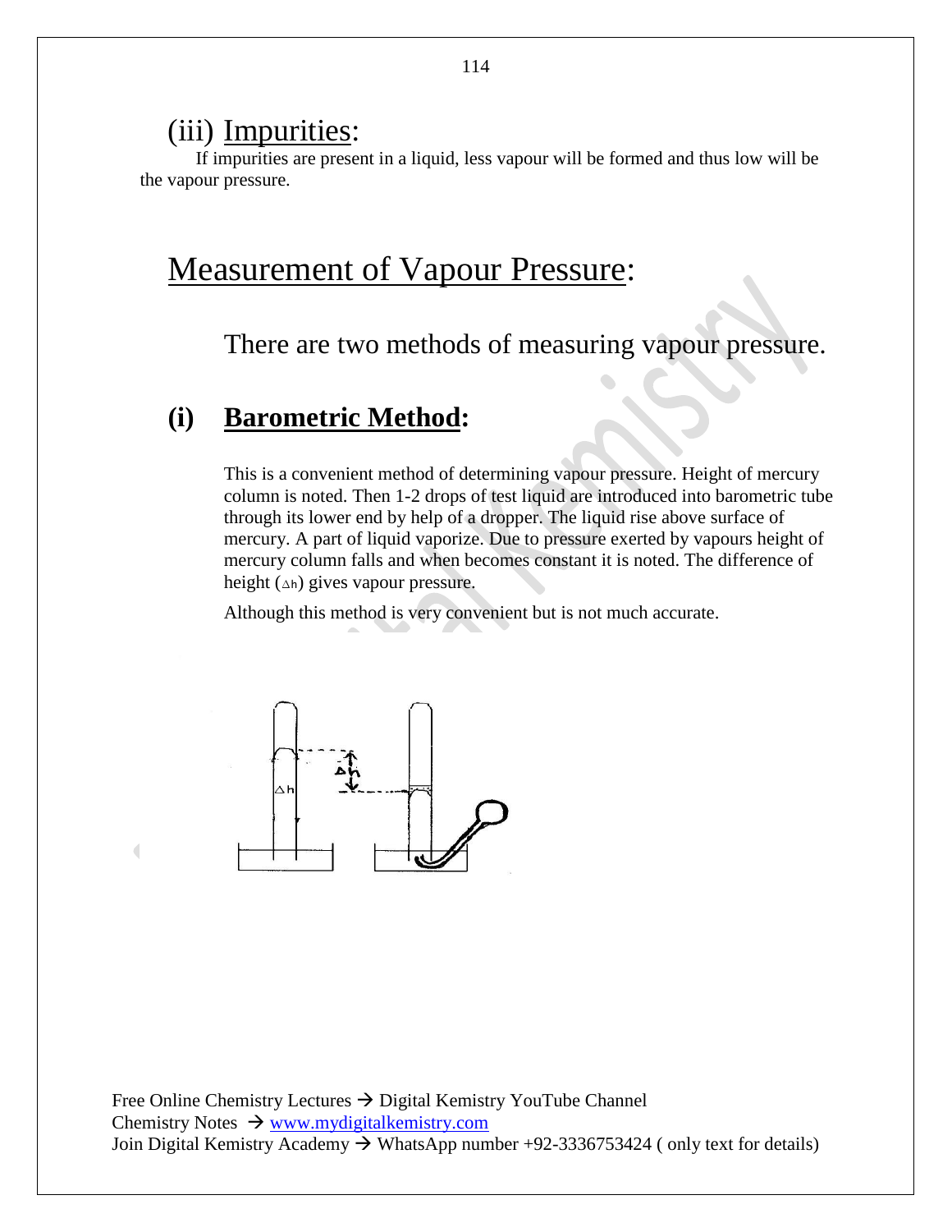## (iii) Impurities:

If impurities are present in a liquid, less vapour will be formed and thus low will be the vapour pressure.

# Measurement of Vapour Pressure:

There are two methods of measuring vapour pressure.

## (i) **Barometric Method:**

This is a convenient method of determining vapour pressure. Height of mercury column is noted. Then 1-2 drops of test liquid are introduced into barometric tube through its lower end by help of a dropper. The liquid rise above surface of mercury. A part of liquid vaporize. Due to pressure exerted by vapours height of mercury column falls and when becomes constant it is noted. The difference of height ($\Delta h$) gives vapour pressure.

Although this method is very convenient but is not much accurate.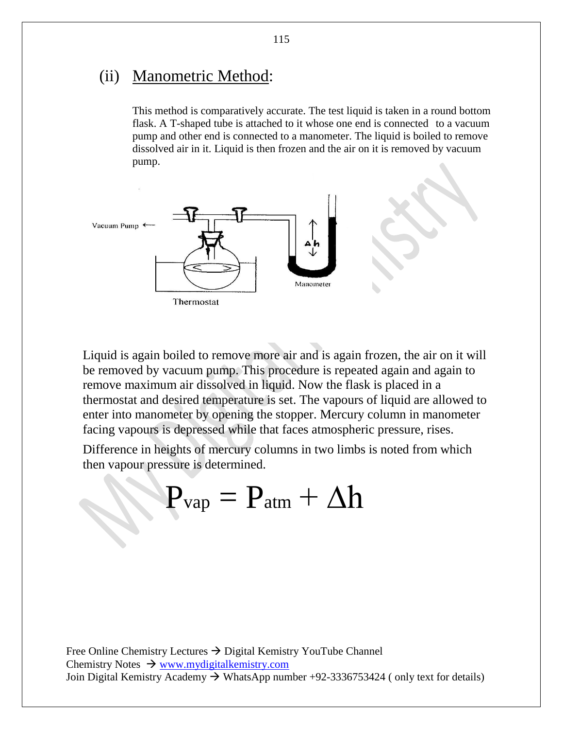## (ii) Manometric Method:

This method is comparatively accurate. The test liquid is taken in a round bottom flask. A T-shaped tube is attached to it whose one end is connected to a vacuum pump and other end is connected to a manometer. The liquid is boiled to remove dissolved air in it. Liquid is then frozen and the air on it is removed by vacuum pump.

Vacuum Pump ←

Δh

Manometer

Thermostat

Liquid is again boiled to remove more air and is again frozen, the air on it will be removed by vacuum pump. This procedure is repeated again and again to remove maximum air dissolved in liquid. Now the flask is placed in a thermostat and desired temperature is set. The vapours of liquid are allowed to enter into manometer by opening the stopper. Mercury column in manometer facing vapours is depressed while that faces atmospheric pressure, rises.

Difference in heights of mercury columns in two limbs is noted from which then vapour pressure is determined.

$$P_{vap} = P_{atm} + \Delta h$$

Free Online Chemistry Lectures → Digital Kemistry YouTube Channel
Chemistry Notes → www.mydigitalkemistry.com
Join Digital Kemistry Academy → WhatsApp number +92-3336753424 ( only text for details)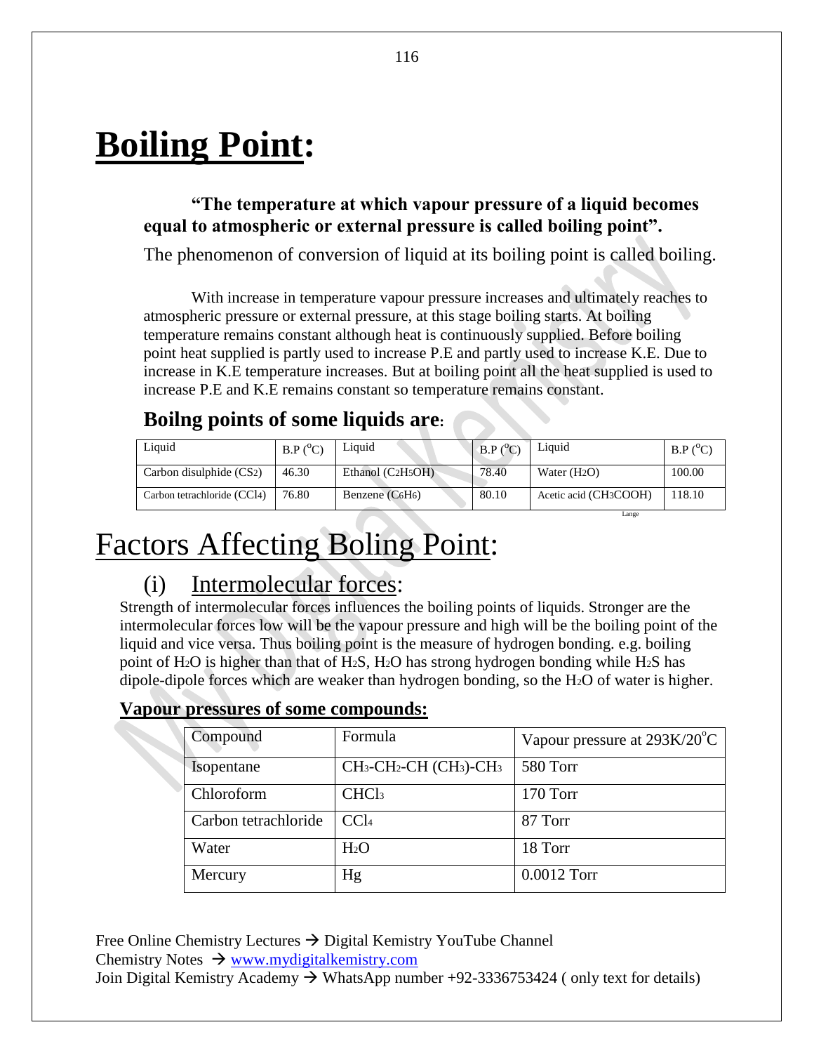# Boiling Point:

**"The temperature at which vapour pressure of a liquid becomes equal to atmospheric or external pressure is called boiling point".**

The phenomenon of conversion of liquid at its boiling point is called boiling.

With increase in temperature vapour pressure increases and ultimately reaches to atmospheric pressure or external pressure, at this stage boiling starts. At boiling temperature remains constant although heat is continuously supplied. Before boiling point heat supplied is partly used to increase P.E and partly used to increase K.E. Due to increase in K.E temperature increases. But at boiling point all the heat supplied is used to increase P.E and K.E remains constant so temperature remains constant.

## Boilng points of some liquids are:

| Liquid | B.P ($^{o}C$) | Liquid | B.P ($^{o}C$) | Liquid | B.P ($^{o}C$) |
|---|---|---|---|---|---|
| Carbon disulphide ($CS_2$) | 46.30 | Ethanol ($C_2H_5OH$) | 78.40 | Water ($H_2O$) | 100.00 |
| Carbon tetrachloride ($CCl_4$) | 76.80 | Benzene ($C_6H_6$) | 80.10 | Acetic acid ($CH_3COOH$) | 118.10 |

Lange

# Factors Affecting Boling Point:

## (i) Intermolecular forces:

Strength of intermolecular forces influences the boiling points of liquids. Stronger are the intermolecular forces low will be the vapour pressure and high will be the boiling point of the liquid and vice versa. Thus boiling point is the measure of hydrogen bonding. e.g. boiling point of $H_2O$ is higher than that of $H_2S$, $H_2O$ has strong hydrogen bonding while $H_2S$ has dipole-dipole forces which are weaker than hydrogen bonding, so the $H_2O$ of water is higher.

### Vapour pressures of some compounds:

| Compound | Formula | Vapour pressure at 293K/20$^{o}$C |
|---|---|---|
| Isopentane | $CH_3$-$CH_2$-CH ($CH_3$)-$CH_3$ | 580 Torr |
| Chloroform | $CHCl_3$ | 170 Torr |
| Carbon tetrachloride | $CCl_4$ | 87 Torr |
| Water | $H_2O$ | 18 Torr |
| Mercury | Hg | 0.0012 Torr |

Free Online Chemistry Lectures → Digital Kemistry YouTube Channel
Chemistry Notes → www.mydigitalkemistry.com
Join Digital Kemistry Academy → WhatsApp number +92-3336753424 ( only text for details)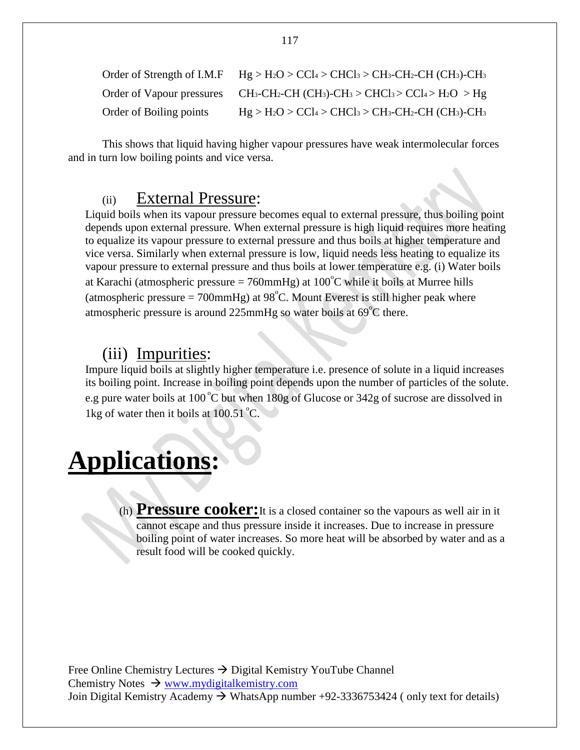| | |
|---|---|
| Order of Strength of I.M.F | $Hg > H_2O > CCl_4 > CHCl_3 > CH_3\text{-}CH_2\text{-}CH(CH_3)\text{-}CH_3$ |
| Order of Vapour pressures | $CH_3\text{-}CH_2\text{-}CH(CH_3)\text{-}CH_3 > CHCl_3 > CCl_4 > H_2O > Hg$ |
| Order of Boiling points | $Hg > H_2O > CCl_4 > CHCl_3 > CH_3\text{-}CH_2\text{-}CH(CH_3)\text{-}CH_3$ |

This shows that liquid having higher vapour pressures have weak intermolecular forces and in turn low boiling points and vice versa.

### (ii) External Pressure:

Liquid boils when its vapour pressure becomes equal to external pressure, thus boiling point depends upon external pressure. When external pressure is high liquid requires more heating to equalize its vapour pressure to external pressure and thus boils at higher temperature and vice versa. Similarly when external pressure is low, liquid needs less heating to equalize its vapour pressure to external pressure and thus boils at lower temperature e.g. (i) Water boils at Karachi (atmospheric pressure = 760mmHg) at 100°C while it boils at Murree hills (atmospheric pressure = 700mmHg) at 98°C. Mount Everest is still higher peak where atmospheric pressure is around 225mmHg so water boils at 69°C there.

### (iii) Impurities:

Impure liquid boils at slightly higher temperature i.e. presence of solute in a liquid increases its boiling point. Increase in boiling point depends upon the number of particles of the solute. e.g pure water boils at 100 °C but when 180g of Glucose or 342g of sucrose are dissolved in 1kg of water then it boils at 100.51 °C.

# Applications:

(h) **Pressure cooker:** It is a closed container so the vapours as well air in it cannot escape and thus pressure inside it increases. Due to increase in pressure boiling point of water increases. So more heat will be absorbed by water and as a result food will be cooked quickly.

Free Online Chemistry Lectures → Digital Kemistry YouTube Channel
Chemistry Notes → www.mydigitalkemistry.com
Join Digital Kemistry Academy → WhatsApp number +92-3336753424 ( only text for details)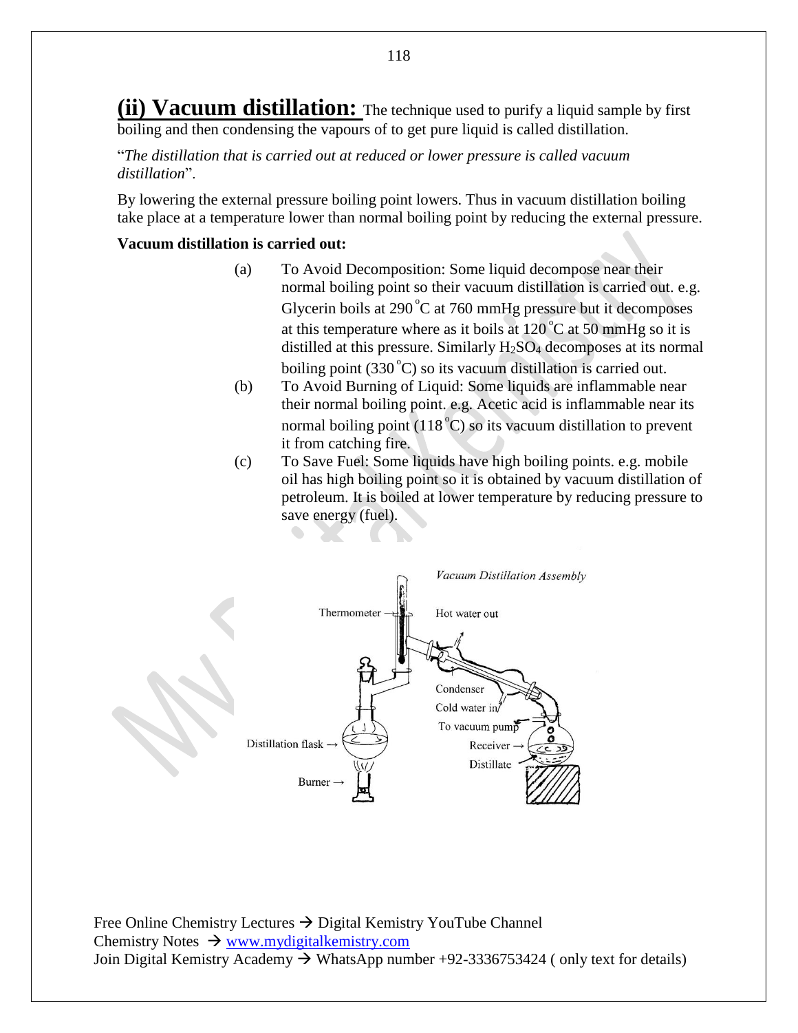## (ii) Vacuum distillation:

The technique used to purify a liquid sample by first boiling and then condensing the vapours of to get pure liquid is called distillation.

"*The distillation that is carried out at reduced or lower pressure is called vacuum distillation*".

By lowering the external pressure boiling point lowers. Thus in vacuum distillation boiling take place at a temperature lower than normal boiling point by reducing the external pressure.

**Vacuum distillation is carried out:**

(a) To Avoid Decomposition: Some liquid decompose near their normal boiling point so their vacuum distillation is carried out. e.g. Glycerin boils at 290 °C at 760 mmHg pressure but it decomposes at this temperature where as it boils at 120 °C at 50 mmHg so it is distilled at this pressure. Similarly $H_2SO_4$ decomposes at its normal boiling point (330 °C) so its vacuum distillation is carried out.

(b) To Avoid Burning of Liquid: Some liquids are inflammable near their normal boiling point. e.g. Acetic acid is inflammable near its normal boiling point (118 °C) so its vacuum distillation to prevent it from catching fire.

(c) To Save Fuel: Some liquids have high boiling points. e.g. mobile oil has high boiling point so it is obtained by vacuum distillation of petroleum. It is boiled at lower temperature by reducing pressure to save energy (fuel).

*Vacuum Distillation Assembly*

Thermometer, Hot water out, Condenser, Cold water in, To vacuum pump, Receiver, Distillate, Distillation flask, Burner

Free Online Chemistry Lectures → Digital Kemistry YouTube Channel
Chemistry Notes → www.mydigitalkemistry.com
Join Digital Kemistry Academy → WhatsApp number +92-3336753424 ( only text for details)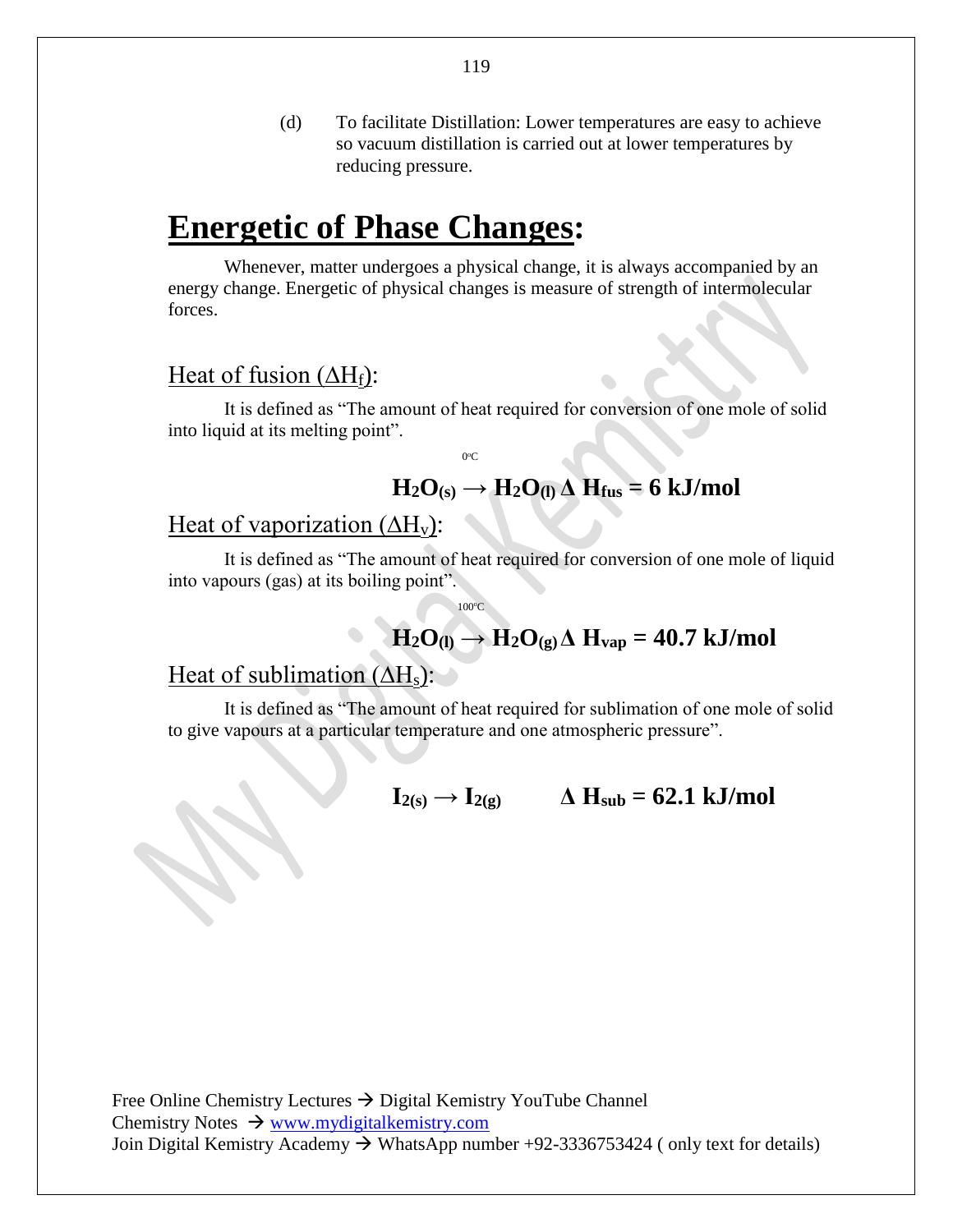(d) To facilitate Distillation: Lower temperatures are easy to achieve so vacuum distillation is carried out at lower temperatures by reducing pressure.

# Energetic of Phase Changes:

Whenever, matter undergoes a physical change, it is always accompanied by an energy change. Energetic of physical changes is measure of strength of intermolecular forces.

## Heat of fusion ($\Delta H_f$):

It is defined as "The amount of heat required for conversion of one mole of solid into liquid at its melting point".

$$H_2O_{(s)} \xrightarrow{0^oC} H_2O_{(l)} \ \Delta H_{fus} = 6 \text{ kJ/mol}$$

## Heat of vaporization ($\Delta H_v$):

It is defined as "The amount of heat required for conversion of one mole of liquid into vapours (gas) at its boiling point".

$$H_2O_{(l)} \xrightarrow{100^oC} H_2O_{(g)} \ \Delta H_{vap} = 40.7 \text{ kJ/mol}$$

## Heat of sublimation ($\Delta H_s$):

It is defined as "The amount of heat required for sublimation of one mole of solid to give vapours at a particular temperature and one atmospheric pressure".

$$I_{2(s)} \rightarrow I_{2(g)} \qquad \Delta H_{sub} = 62.1 \text{ kJ/mol}$$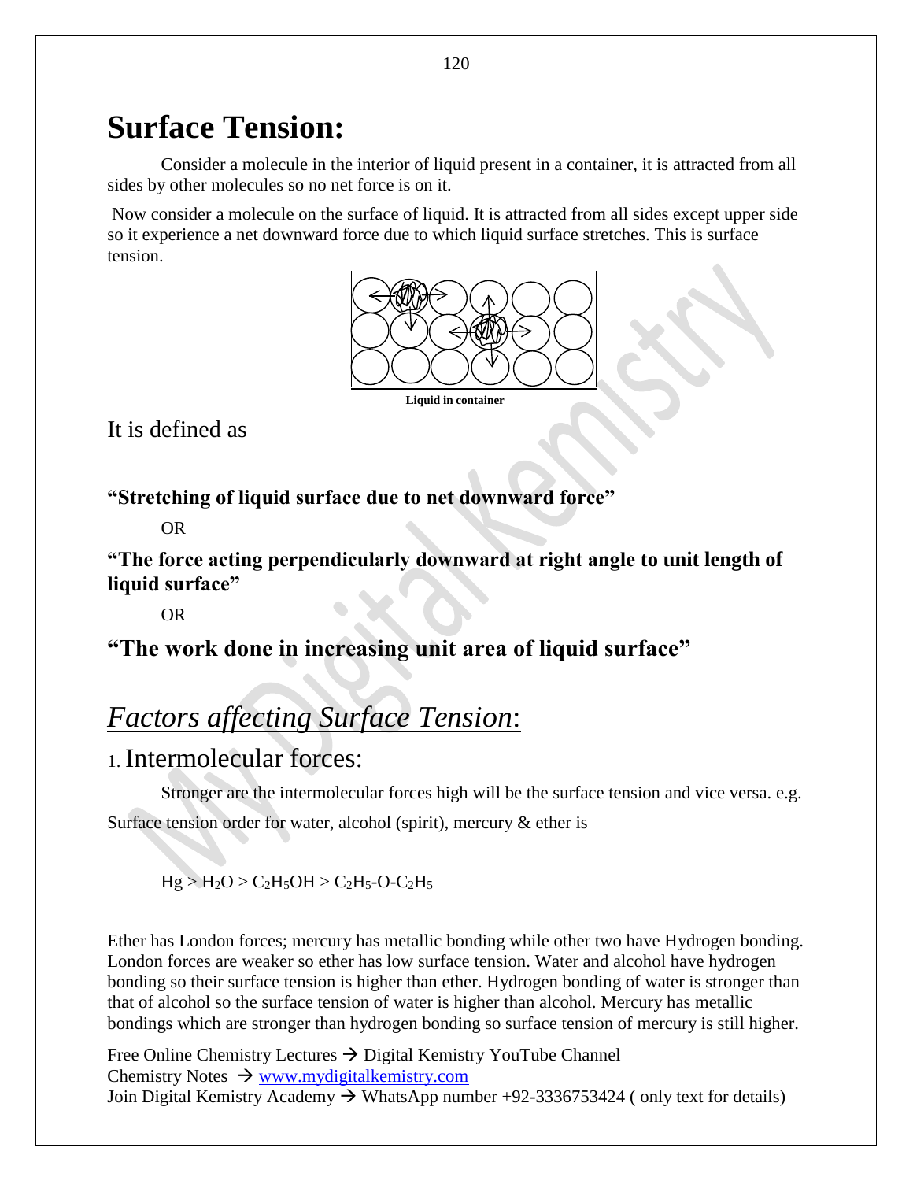# Surface Tension:

Consider a molecule in the interior of liquid present in a container, it is attracted from all sides by other molecules so no net force is on it.

Now consider a molecule on the surface of liquid. It is attracted from all sides except upper side so it experience a net downward force due to which liquid surface stretches. This is surface tension.

**Liquid in container**

It is defined as

**"Stretching of liquid surface due to net downward force"**

OR

**"The force acting perpendicularly downward at right angle to unit length of liquid surface"**

OR

**"The work done in increasing unit area of liquid surface"**

## *Factors affecting Surface Tension*:

### 1. Intermolecular forces:

Stronger are the intermolecular forces high will be the surface tension and vice versa. e.g. Surface tension order for water, alcohol (spirit), mercury & ether is

$Hg > H_2O > C_2H_5OH > C_2H_5\text{-}O\text{-}C_2H_5$

Ether has London forces; mercury has metallic bonding while other two have Hydrogen bonding. London forces are weaker so ether has low surface tension. Water and alcohol have hydrogen bonding so their surface tension is higher than ether. Hydrogen bonding of water is stronger than that of alcohol so the surface tension of water is higher than alcohol. Mercury has metallic bondings which are stronger than hydrogen bonding so surface tension of mercury is still higher.

Free Online Chemistry Lectures → Digital Kemistry YouTube Channel
Chemistry Notes → www.mydigitalkemistry.com
Join Digital Kemistry Academy → WhatsApp number +92-3336753424 ( only text for details)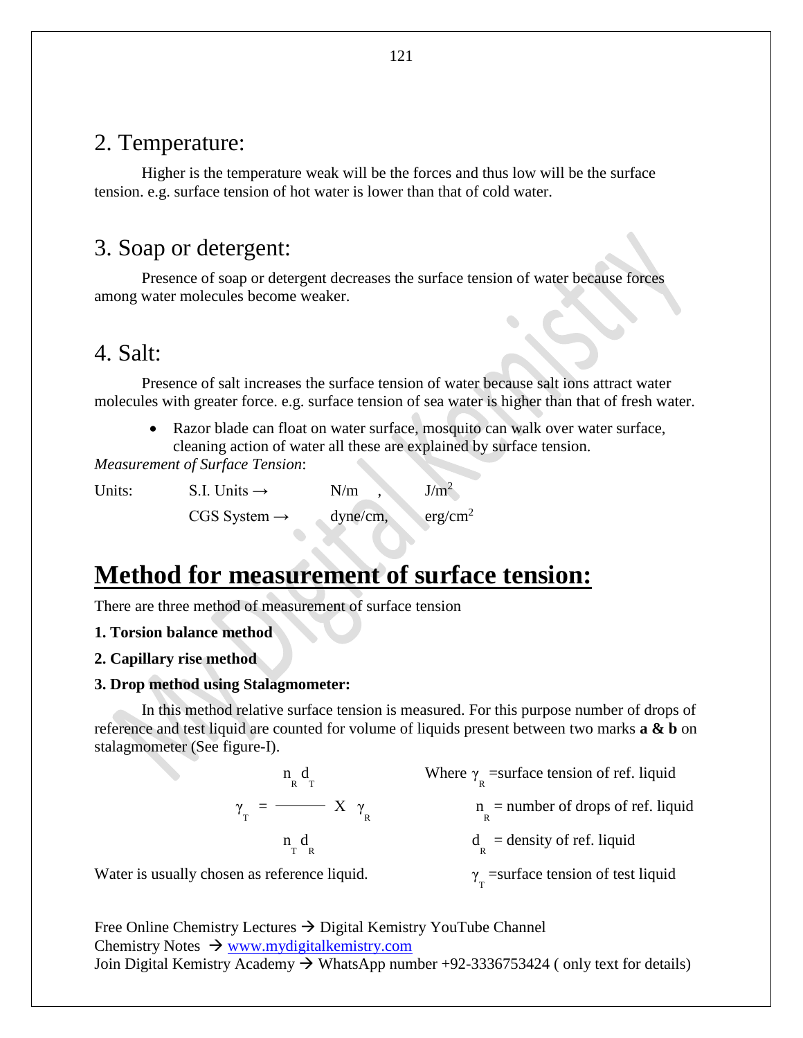## 2. Temperature:

Higher is the temperature weak will be the forces and thus low will be the surface tension. e.g. surface tension of hot water is lower than that of cold water.

## 3. Soap or detergent:

Presence of soap or detergent decreases the surface tension of water because forces among water molecules become weaker.

## 4. Salt:

Presence of salt increases the surface tension of water because salt ions attract water molecules with greater force. e.g. surface tension of sea water is higher than that of fresh water.

- Razor blade can float on water surface, mosquito can walk over water surface, cleaning action of water all these are explained by surface tension.

*Measurement of Surface Tension*:

| Units: | | | |
|---|---|---|---|
| | S.I. Units → | N/m , | $J/m^2$ |
| | CGS System → | dyne/cm, | $erg/cm^2$ |

# Method for measurement of surface tension:

There are three method of measurement of surface tension

**1. Torsion balance method**

**2. Capillary rise method**

**3. Drop method using Stalagmometer:**

In this method relative surface tension is measured. For this purpose number of drops of reference and test liquid are counted for volume of liquids present between two marks **a & b** on stalagmometer (See figure-I).

$$\gamma_T = \frac{n_R \, d_T}{n_T \, d_R} \times \gamma_R$$

Where $\gamma_R$ = surface tension of ref. liquid

$n_R$ = number of drops of ref. liquid

$d_R$ = density of ref. liquid

$\gamma_T$ = surface tension of test liquid

Water is usually chosen as reference liquid.

Free Online Chemistry Lectures → Digital Kemistry YouTube Channel
Chemistry Notes → www.mydigitalkemistry.com
Join Digital Kemistry Academy → WhatsApp number +92-3336753424 ( only text for details)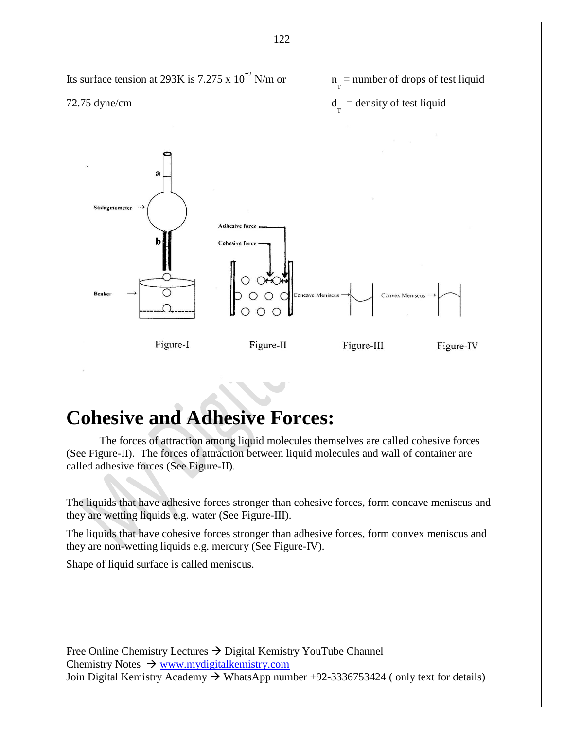Its surface tension at 293K is $7.275 \times 10^{-2}$ N/m or 72.75 dyne/cm

$n_T$ = number of drops of test liquid

$d_T$ = density of test liquid

Stalagmometer

Beaker

Adhesive force

Cohesive force

Concave Meniscus

Convex Meniscus

Figure-I Figure-II Figure-III Figure-IV

# Cohesive and Adhesive Forces:

The forces of attraction among liquid molecules themselves are called cohesive forces (See Figure-II). The forces of attraction between liquid molecules and wall of container are called adhesive forces (See Figure-II).

The liquids that have adhesive forces stronger than cohesive forces, form concave meniscus and they are wetting liquids e.g. water (See Figure-III).

The liquids that have cohesive forces stronger than adhesive forces, form convex meniscus and they are non-wetting liquids e.g. mercury (See Figure-IV).

Shape of liquid surface is called meniscus.

Free Online Chemistry Lectures → Digital Kemistry YouTube Channel
Chemistry Notes → www.mydigitalkemistry.com
Join Digital Kemistry Academy → WhatsApp number +92-3336753424 ( only text for details)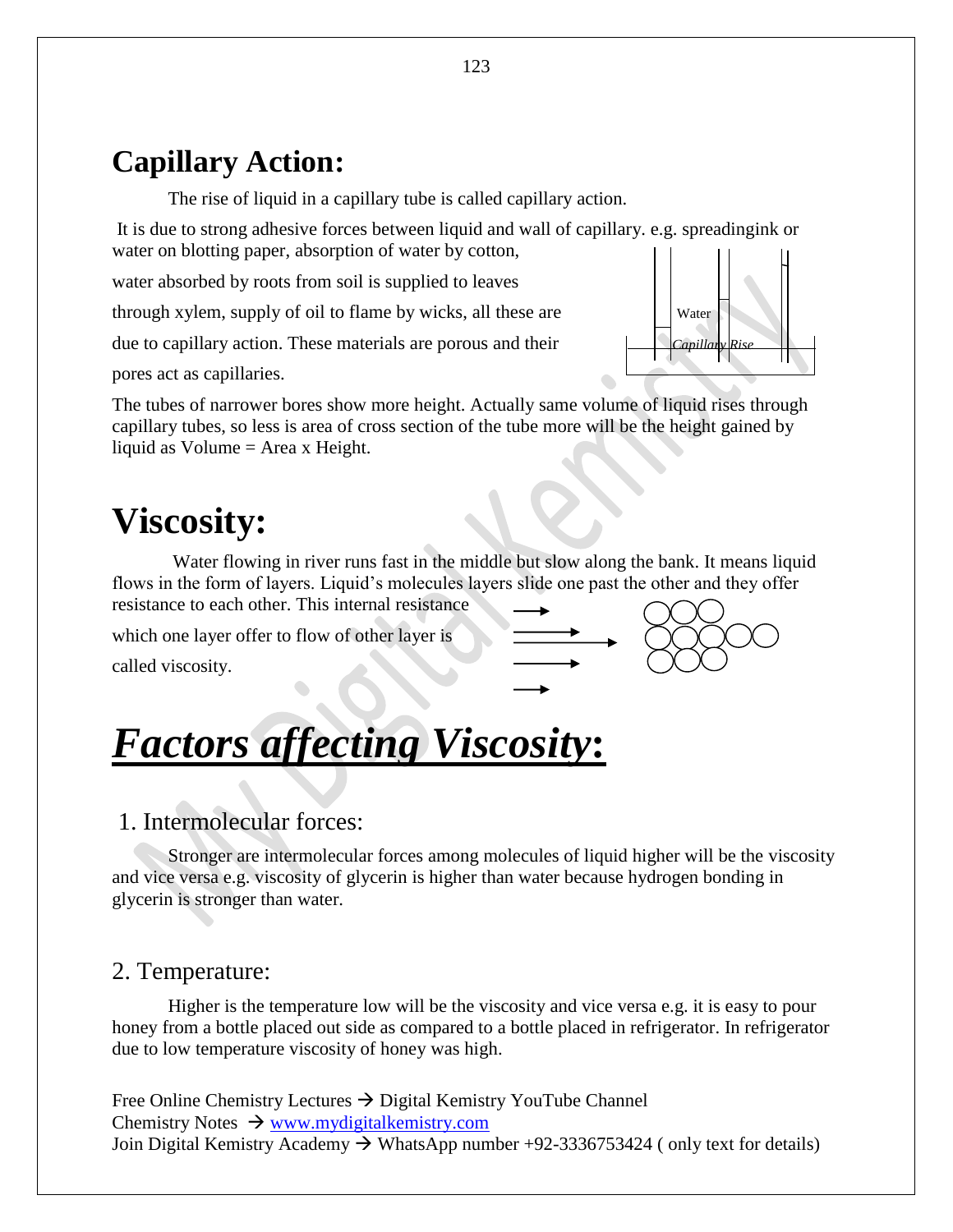## Capillary Action:

The rise of liquid in a capillary tube is called capillary action.

It is due to strong adhesive forces between liquid and wall of capillary. e.g. spreadingink or water on blotting paper, absorption of water by cotton, water absorbed by roots from soil is supplied to leaves through xylem, supply of oil to flame by wicks, all these are due to capillary action. These materials are porous and their pores act as capillaries.

Water

Capillary Rise

The tubes of narrower bores show more height. Actually same volume of liquid rises through capillary tubes, so less is area of cross section of the tube more will be the height gained by liquid as Volume = Area x Height.

# Viscosity:

Water flowing in river runs fast in the middle but slow along the bank. It means liquid flows in the form of layers. Liquid's molecules layers slide one past the other and they offer resistance to each other. This internal resistance which one layer offer to flow of other layer is called viscosity.

# ***Factors affecting Viscosity*:**

## 1. Intermolecular forces:

Stronger are intermolecular forces among molecules of liquid higher will be the viscosity and vice versa e.g. viscosity of glycerin is higher than water because hydrogen bonding in glycerin is stronger than water.

## 2. Temperature:

Higher is the temperature low will be the viscosity and vice versa e.g. it is easy to pour honey from a bottle placed out side as compared to a bottle placed in refrigerator. In refrigerator due to low temperature viscosity of honey was high.

Free Online Chemistry Lectures → Digital Kemistry YouTube Channel
Chemistry Notes → www.mydigitalkemistry.com
Join Digital Kemistry Academy → WhatsApp number +92-3336753424 ( only text for details)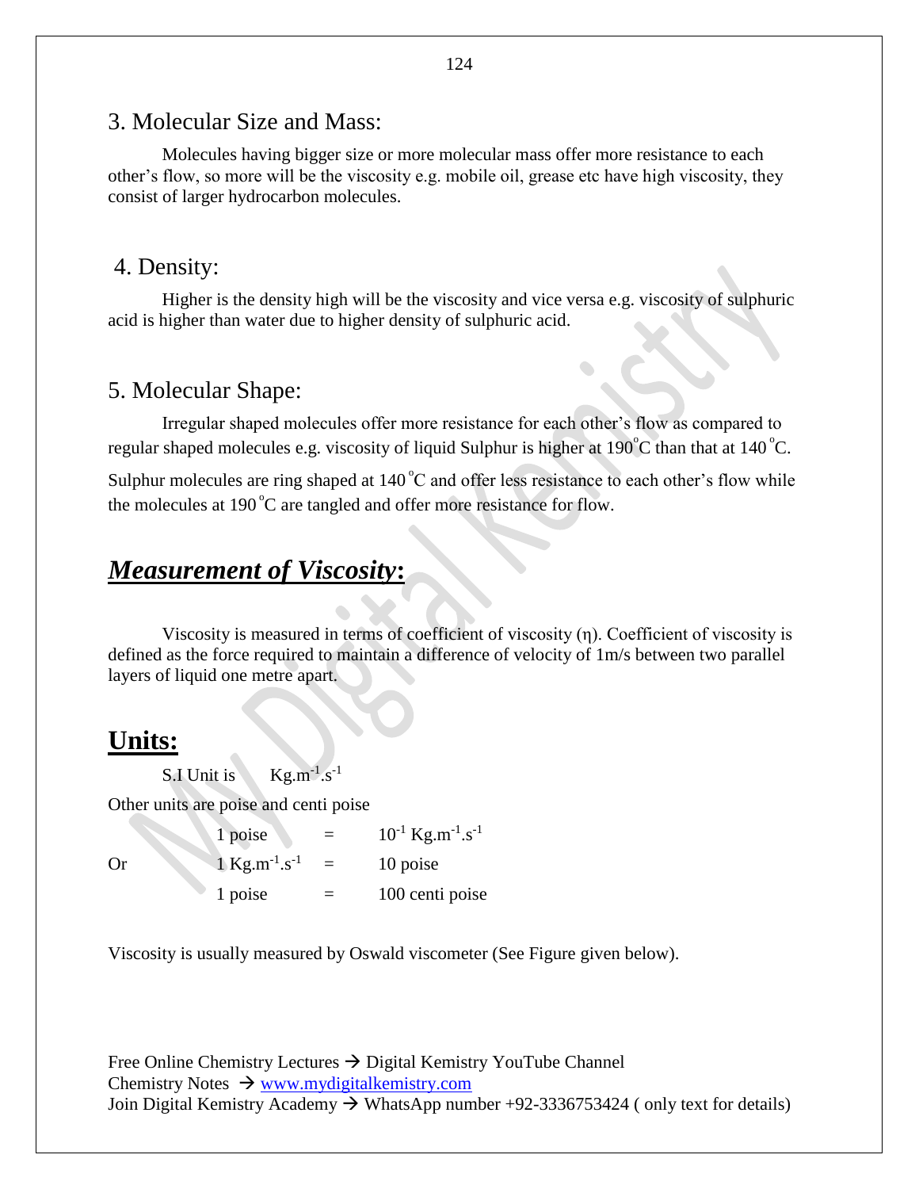## 3. Molecular Size and Mass:

Molecules having bigger size or more molecular mass offer more resistance to each other's flow, so more will be the viscosity e.g. mobile oil, grease etc have high viscosity, they consist of larger hydrocarbon molecules.

## 4. Density:

Higher is the density high will be the viscosity and vice versa e.g. viscosity of sulphuric acid is higher than water due to higher density of sulphuric acid.

## 5. Molecular Shape:

Irregular shaped molecules offer more resistance for each other's flow as compared to regular shaped molecules e.g. viscosity of liquid Sulphur is higher at $190^{o}C$ than that at $140^{o}C$. Sulphur molecules are ring shaped at $140^{o}C$ and offer less resistance to each other's flow while the molecules at $190^{o}C$ are tangled and offer more resistance for flow.

## ***Measurement of Viscosity*:**

Viscosity is measured in terms of coefficient of viscosity ($\eta$). Coefficient of viscosity is defined as the force required to maintain a difference of velocity of 1m/s between two parallel layers of liquid one metre apart.

## **Units:**

S.I Unit is $Kg.m^{-1}.s^{-1}$

Other units are poise and centi poise

$$1 \text{ poise} = 10^{-1} Kg.m^{-1}.s^{-1}$$

Or

$$1 Kg.m^{-1}.s^{-1} = 10 \text{ poise}$$

$$1 \text{ poise} = 100 \text{ centi poise}$$

Viscosity is usually measured by Oswald viscometer (See Figure given below).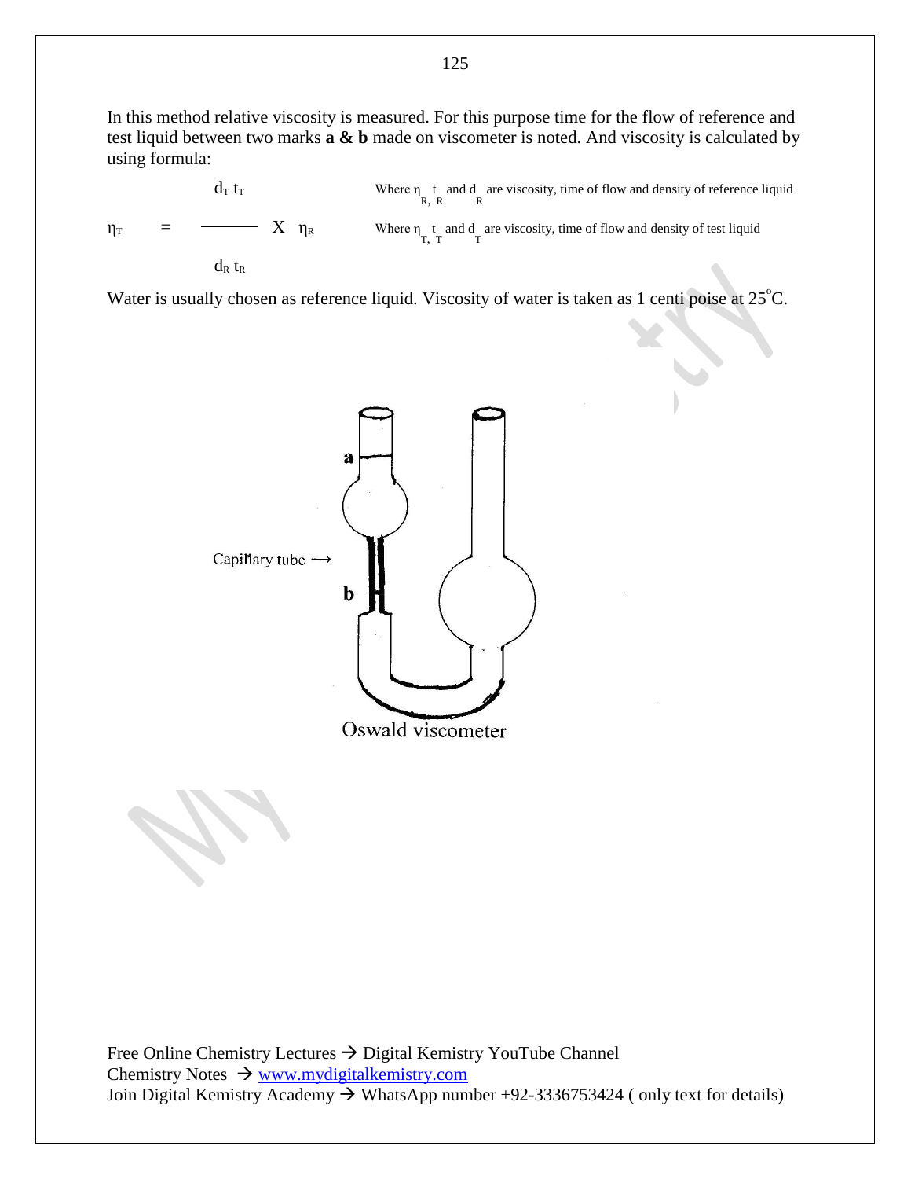In this method relative viscosity is measured. For this purpose time for the flow of reference and test liquid between two marks **a & b** made on viscometer is noted. And viscosity is calculated by using formula:

$$\eta_T = \frac{d_T\, t_T}{d_R\, t_R} \times \eta_R$$

Where $\eta_R$, $t_R$ and $d_R$ are viscosity, time of flow and density of reference liquid

Where $\eta_T$, $t_T$ and $d_T$ are viscosity, time of flow and density of test liquid

Water is usually chosen as reference liquid. Viscosity of water is taken as 1 centi poise at 25°C.

a

Capillary tube ⟶

b

Oswald viscometer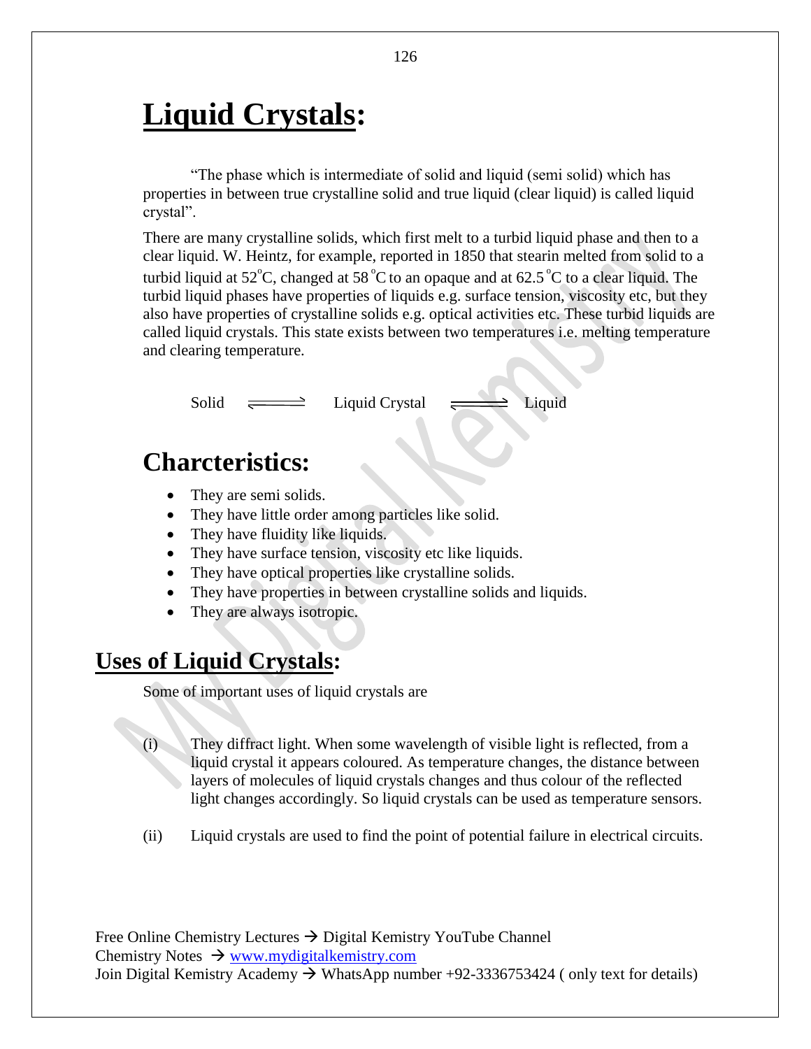# Liquid Crystals:

"The phase which is intermediate of solid and liquid (semi solid) which has properties in between true crystalline solid and true liquid (clear liquid) is called liquid crystal".

There are many crystalline solids, which first melt to a turbid liquid phase and then to a clear liquid. W. Heintz, for example, reported in 1850 that stearin melted from solid to a turbid liquid at $52^{o}C$, changed at $58\,^{o}C$ to an opaque and at $62.5\,^{o}C$ to a clear liquid. The turbid liquid phases have properties of liquids e.g. surface tension, viscosity etc, but they also have properties of crystalline solids e.g. optical activities etc. These turbid liquids are called liquid crystals. This state exists between two temperatures i.e. melting temperature and clearing temperature.

$$\text{Solid} \rightleftharpoons \text{Liquid Crystal} \rightleftharpoons \text{Liquid}$$

## Charcteristics:

- They are semi solids.
- They have little order among particles like solid.
- They have fluidity like liquids.
- They have surface tension, viscosity etc like liquids.
- They have optical properties like crystalline solids.
- They have properties in between crystalline solids and liquids.
- They are always isotropic.

## Uses of Liquid Crystals:

Some of important uses of liquid crystals are

(i) They diffract light. When some wavelength of visible light is reflected, from a liquid crystal it appears coloured. As temperature changes, the distance between layers of molecules of liquid crystals changes and thus colour of the reflected light changes accordingly. So liquid crystals can be used as temperature sensors.

(ii) Liquid crystals are used to find the point of potential failure in electrical circuits.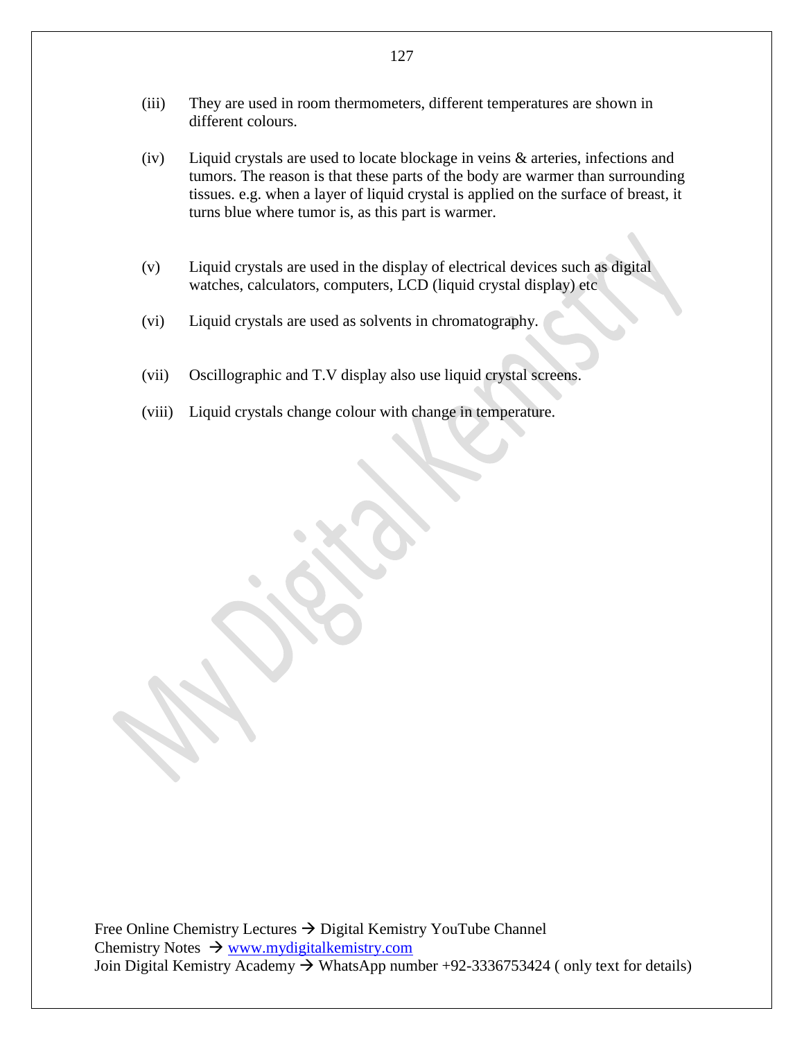(iii) They are used in room thermometers, different temperatures are shown in different colours.

(iv) Liquid crystals are used to locate blockage in veins & arteries, infections and tumors. The reason is that these parts of the body are warmer than surrounding tissues. e.g. when a layer of liquid crystal is applied on the surface of breast, it turns blue where tumor is, as this part is warmer.

(v) Liquid crystals are used in the display of electrical devices such as digital watches, calculators, computers, LCD (liquid crystal display) etc

(vi) Liquid crystals are used as solvents in chromatography.

(vii) Oscillographic and T.V display also use liquid crystal screens.

(viii) Liquid crystals change colour with change in temperature.